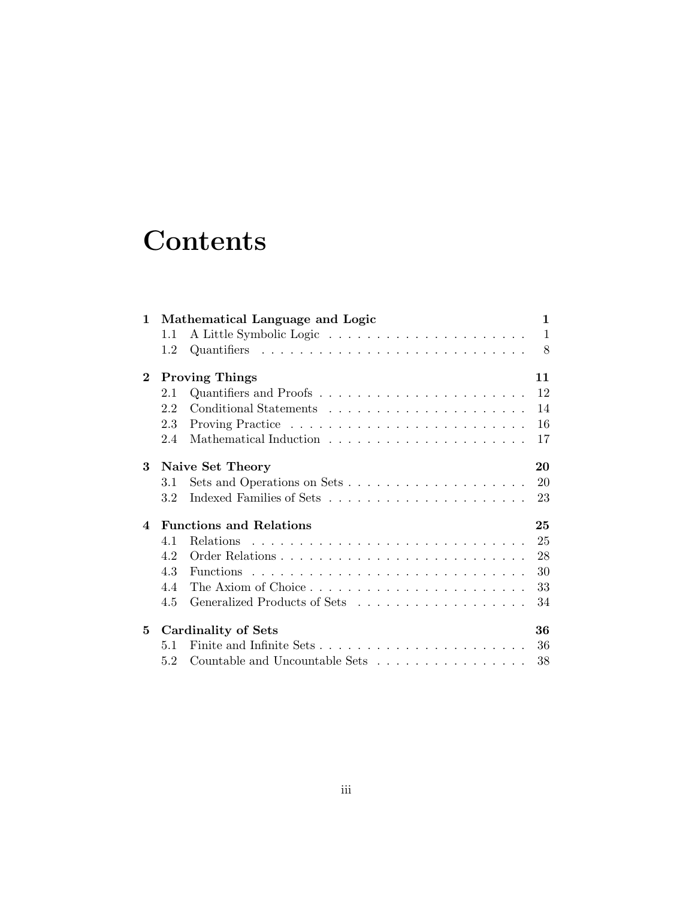# Contents

**1 Mathematical Language and Logic** **1**
- 1.1 A Little Symbolic Logic . . . . . . . . . . . . . . . . . . . . . . 1
- 1.2 Quantifiers . . . . . . . . . . . . . . . . . . . . . . . . . . . . . 8

**2 Proving Things** **11**
- 2.1 Quantifiers and Proofs . . . . . . . . . . . . . . . . . . . . . . 12
- 2.2 Conditional Statements . . . . . . . . . . . . . . . . . . . . . . 14
- 2.3 Proving Practice . . . . . . . . . . . . . . . . . . . . . . . . . 16
- 2.4 Mathematical Induction . . . . . . . . . . . . . . . . . . . . . 17

**3 Naive Set Theory** **20**
- 3.1 Sets and Operations on Sets . . . . . . . . . . . . . . . . . . . 20
- 3.2 Indexed Families of Sets . . . . . . . . . . . . . . . . . . . . . 23

**4 Functions and Relations** **25**
- 4.1 Relations . . . . . . . . . . . . . . . . . . . . . . . . . . . . . 25
- 4.2 Order Relations . . . . . . . . . . . . . . . . . . . . . . . . . . 28
- 4.3 Functions . . . . . . . . . . . . . . . . . . . . . . . . . . . . . 30
- 4.4 The Axiom of Choice . . . . . . . . . . . . . . . . . . . . . . . 33
- 4.5 Generalized Products of Sets . . . . . . . . . . . . . . . . . . . 34

**5 Cardinality of Sets** **36**
- 5.1 Finite and Infinite Sets . . . . . . . . . . . . . . . . . . . . . . 36
- 5.2 Countable and Uncountable Sets . . . . . . . . . . . . . . . . . 38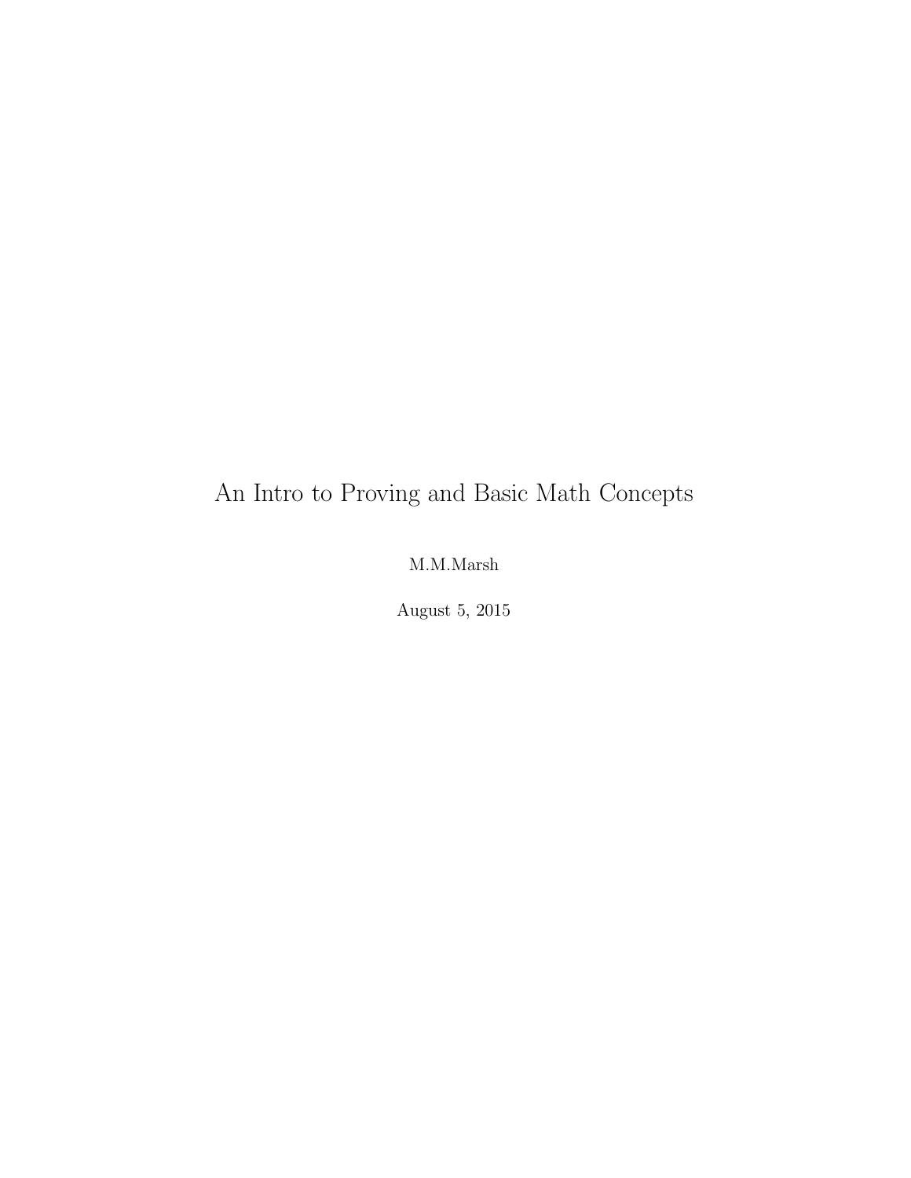# An Intro to Proving and Basic Math Concepts

M.M.Marsh

August 5, 2015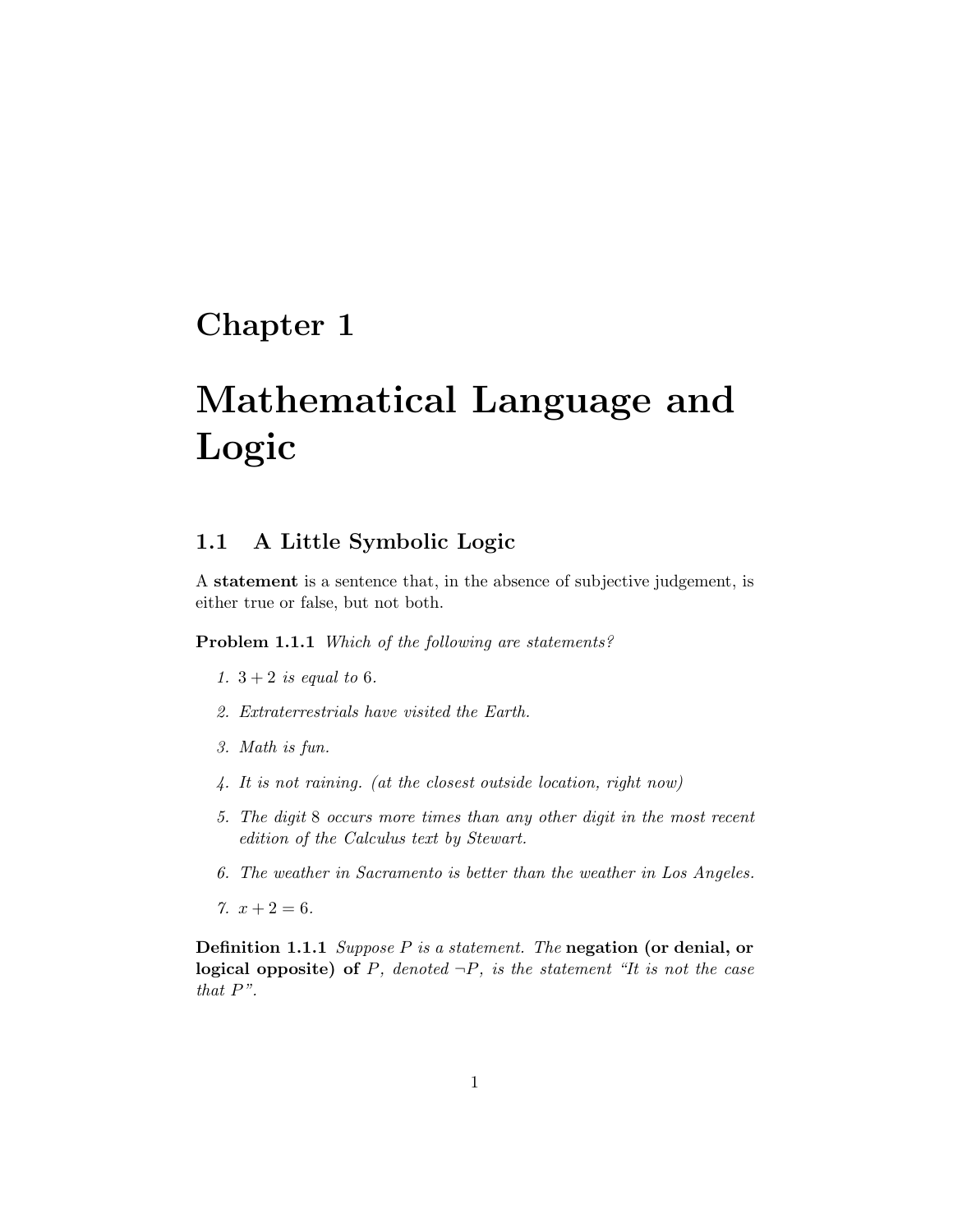# Chapter 1

# Mathematical Language and Logic

## 1.1 A Little Symbolic Logic

A **statement** is a sentence that, in the absence of subjective judgement, is either true or false, but not both.

**Problem 1.1.1** *Which of the following are statements?*

1. *$3 + 2$ is equal to $6$.*
2. *Extraterrestrials have visited the Earth.*
3. *Math is fun.*
4. *It is not raining. (at the closest outside location, right now)*
5. *The digit $8$ occurs more times than any other digit in the most recent edition of the Calculus text by Stewart.*
6. *The weather in Sacramento is better than the weather in Los Angeles.*
7. *$x + 2 = 6$.*

**Definition 1.1.1** *Suppose $P$ is a statement. The* **negation (or denial, or logical opposite) of** *$P$, denoted $\neg P$, is the statement "It is not the case that $P$".*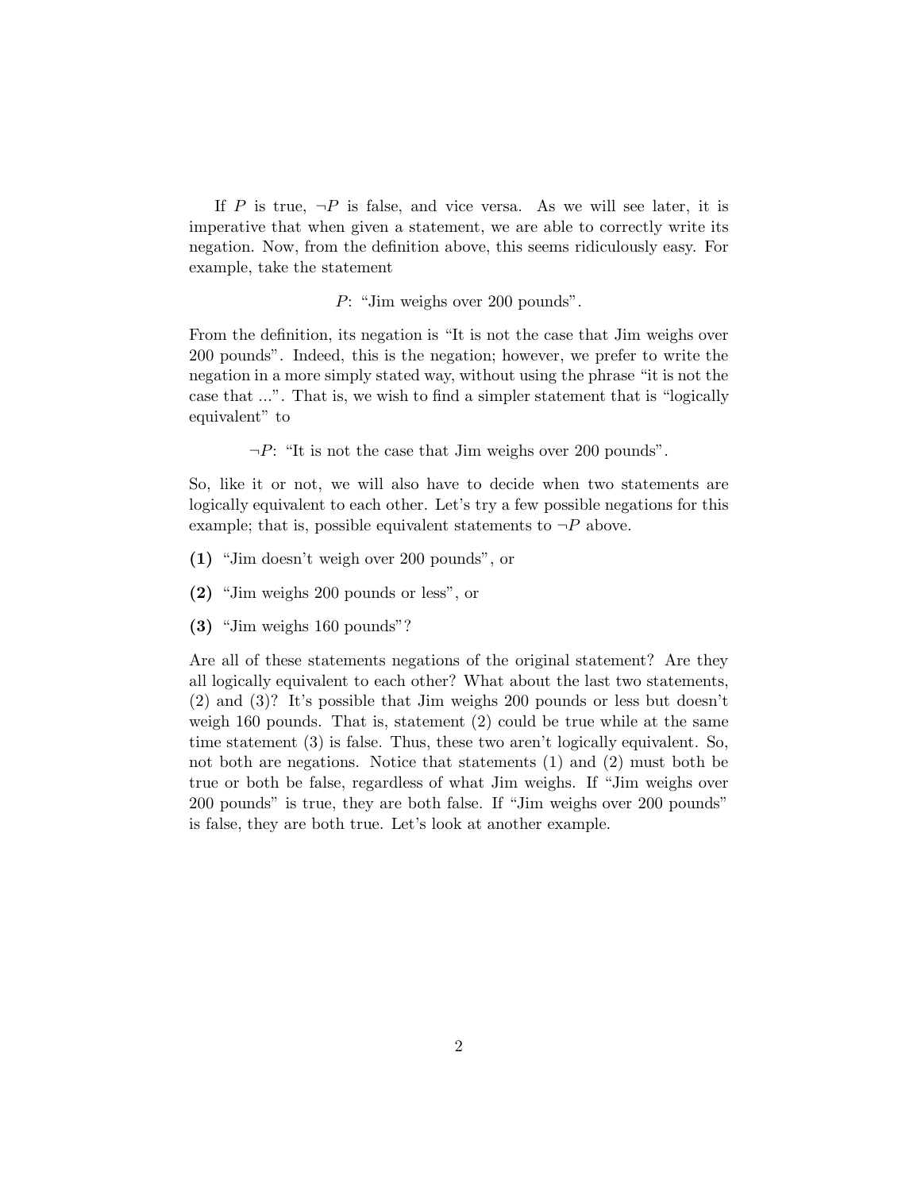If $P$ is true, $\neg P$ is false, and vice versa. As we will see later, it is imperative that when given a statement, we are able to correctly write its negation. Now, from the definition above, this seems ridiculously easy. For example, take the statement

$P$: "Jim weighs over 200 pounds".

From the definition, its negation is "It is not the case that Jim weighs over 200 pounds". Indeed, this is the negation; however, we prefer to write the negation in a more simply stated way, without using the phrase "it is not the case that ...". That is, we wish to find a simpler statement that is "logically equivalent" to

$\neg P$: "It is not the case that Jim weighs over 200 pounds".

So, like it or not, we will also have to decide when two statements are logically equivalent to each other. Let's try a few possible negations for this example; that is, possible equivalent statements to $\neg P$ above.

**(1)** "Jim doesn't weigh over 200 pounds", or

**(2)** "Jim weighs 200 pounds or less", or

**(3)** "Jim weighs 160 pounds"?

Are all of these statements negations of the original statement? Are they all logically equivalent to each other? What about the last two statements, (2) and (3)? It's possible that Jim weighs 200 pounds or less but doesn't weigh 160 pounds. That is, statement (2) could be true while at the same time statement (3) is false. Thus, these two aren't logically equivalent. So, not both are negations. Notice that statements (1) and (2) must both be true or both be false, regardless of what Jim weighs. If "Jim weighs over 200 pounds" is true, they are both false. If "Jim weighs over 200 pounds" is false, they are both true. Let's look at another example.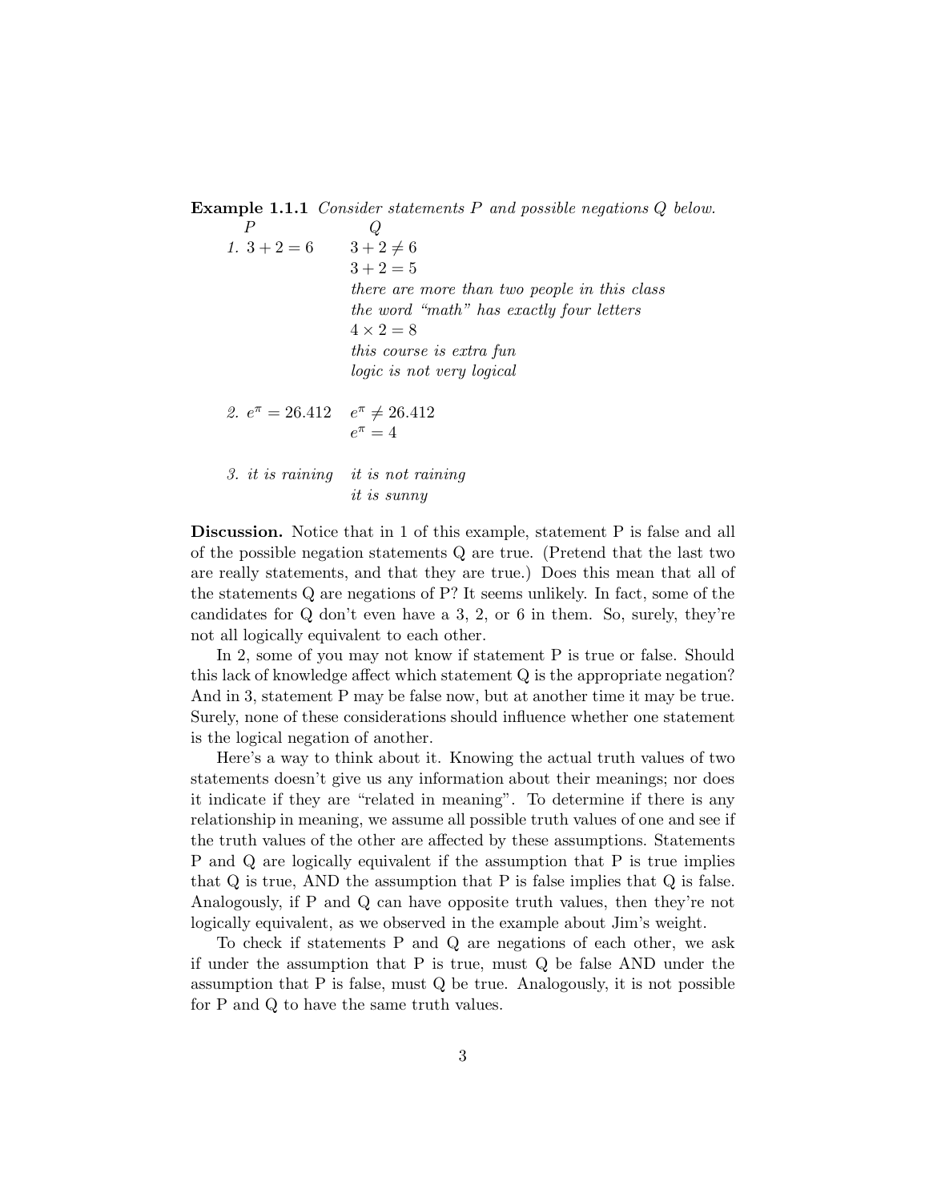**Example 1.1.1** *Consider statements P and possible negations Q below.*

| | *P* | *Q* |
|---|---|---|
| *1.* | $3 + 2 = 6$ | $3 + 2 \neq 6$ |
| | | $3 + 2 = 5$ |
| | | *there are more than two people in this class* |
| | | *the word "math" has exactly four letters* |
| | | $4 \times 2 = 8$ |
| | | *this course is extra fun* |
| | | *logic is not very logical* |
| *2.* | $e^\pi = 26.412$ | $e^\pi \neq 26.412$ |
| | | $e^\pi = 4$ |
| *3.* | *it is raining* | *it is not raining* |
| | | *it is sunny* |

**Discussion.** Notice that in 1 of this example, statement P is false and all of the possible negation statements Q are true. (Pretend that the last two are really statements, and that they are true.) Does this mean that all of the statements Q are negations of P? It seems unlikely. In fact, some of the candidates for Q don't even have a 3, 2, or 6 in them. So, surely, they're not all logically equivalent to each other.

In 2, some of you may not know if statement P is true or false. Should this lack of knowledge affect which statement Q is the appropriate negation? And in 3, statement P may be false now, but at another time it may be true. Surely, none of these considerations should influence whether one statement is the logical negation of another.

Here's a way to think about it. Knowing the actual truth values of two statements doesn't give us any information about their meanings; nor does it indicate if they are "related in meaning". To determine if there is any relationship in meaning, we assume all possible truth values of one and see if the truth values of the other are affected by these assumptions. Statements P and Q are logically equivalent if the assumption that P is true implies that Q is true, AND the assumption that P is false implies that Q is false. Analogously, if P and Q can have opposite truth values, then they're not logically equivalent, as we observed in the example about Jim's weight.

To check if statements P and Q are negations of each other, we ask if under the assumption that P is true, must Q be false AND under the assumption that P is false, must Q be true. Analogously, it is not possible for P and Q to have the same truth values.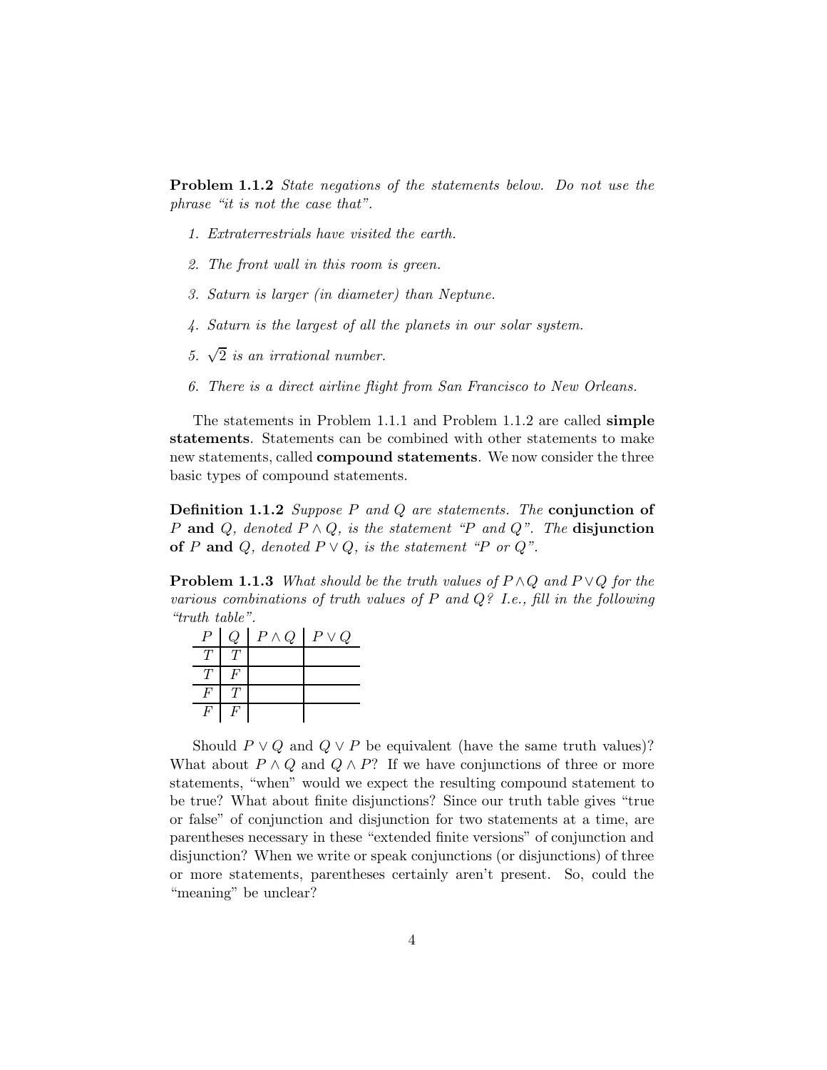**Problem 1.1.2** *State negations of the statements below. Do not use the phrase "it is not the case that".*

1. *Extraterrestrials have visited the earth.*
2. *The front wall in this room is green.*
3. *Saturn is larger (in diameter) than Neptune.*
4. *Saturn is the largest of all the planets in our solar system.*
5. *$\sqrt{2}$ is an irrational number.*
6. *There is a direct airline flight from San Francisco to New Orleans.*

The statements in Problem 1.1.1 and Problem 1.1.2 are called **simple statements**. Statements can be combined with other statements to make new statements, called **compound statements**. We now consider the three basic types of compound statements.

**Definition 1.1.2** *Suppose $P$ and $Q$ are statements. The* **conjunction of** *$P$* **and** *$Q$, denoted $P \wedge Q$, is the statement "$P$ and $Q$". The* **disjunction of** *$P$* **and** *$Q$, denoted $P \vee Q$, is the statement "$P$ or $Q$".*

**Problem 1.1.3** *What should be the truth values of $P \wedge Q$ and $P \vee Q$ for the various combinations of truth values of $P$ and $Q$? I.e., fill in the following "truth table".*

| $P$ | $Q$ | $P \wedge Q$ | $P \vee Q$ |
|---|---|---|---|
| $T$ | $T$ | | |
| $T$ | $F$ | | |
| $F$ | $T$ | | |
| $F$ | $F$ | | |

Should $P \vee Q$ and $Q \vee P$ be equivalent (have the same truth values)? What about $P \wedge Q$ and $Q \wedge P$? If we have conjunctions of three or more statements, "when" would we expect the resulting compound statement to be true? What about finite disjunctions? Since our truth table gives "true or false" of conjunction and disjunction for two statements at a time, are parentheses necessary in these "extended finite versions" of conjunction and disjunction? When we write or speak conjunctions (or disjunctions) of three or more statements, parentheses certainly aren't present. So, could the "meaning" be unclear?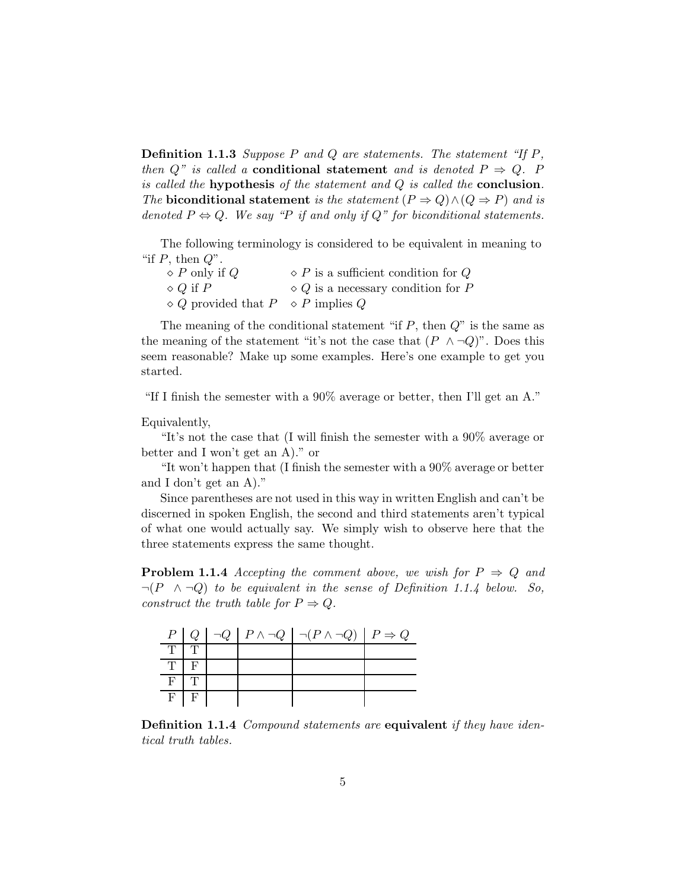**Definition 1.1.3** *Suppose $P$ and $Q$ are statements. The statement "If $P$, then $Q$" is called a* **conditional statement** *and is denoted $P \Rightarrow Q$. $P$ is called the* **hypothesis** *of the statement and $Q$ is called the* **conclusion**. *The* **biconditional statement** *is the statement $(P \Rightarrow Q) \wedge (Q \Rightarrow P)$ and is denoted $P \Leftrightarrow Q$. We say "$P$ if and only if $Q$" for biconditional statements.*

The following terminology is considered to be equivalent in meaning to "if $P$, then $Q$".

- $\diamond$ $P$ only if $Q$
- $\diamond$ $P$ is a sufficient condition for $Q$
- $\diamond$ $Q$ if $P$
- $\diamond$ $Q$ is a necessary condition for $P$
- $\diamond$ $Q$ provided that $P$
- $\diamond$ $P$ implies $Q$

The meaning of the conditional statement "if $P$, then $Q$" is the same as the meaning of the statement "it's not the case that $(P \wedge \neg Q)$". Does this seem reasonable? Make up some examples. Here's one example to get you started.

"If I finish the semester with a 90% average or better, then I'll get an A."

Equivalently,

"It's not the case that (I will finish the semester with a 90% average or better and I won't get an A)." or

"It won't happen that (I finish the semester with a 90% average or better and I don't get an A)."

Since parentheses are not used in this way in written English and can't be discerned in spoken English, the second and third statements aren't typical of what one would actually say. We simply wish to observe here that the three statements express the same thought.

**Problem 1.1.4** *Accepting the comment above, we wish for $P \Rightarrow Q$ and $\neg(P \wedge \neg Q)$ to be equivalent in the sense of Definition 1.1.4 below. So, construct the truth table for $P \Rightarrow Q$.*

| $P$ | $Q$ | $\neg Q$ | $P \wedge \neg Q$ | $\neg(P \wedge \neg Q)$ | $P \Rightarrow Q$ |
|---|---|---|---|---|---|
| T | T | | | | |
| T | F | | | | |
| F | T | | | | |
| F | F | | | | |

**Definition 1.1.4** *Compound statements are* **equivalent** *if they have identical truth tables.*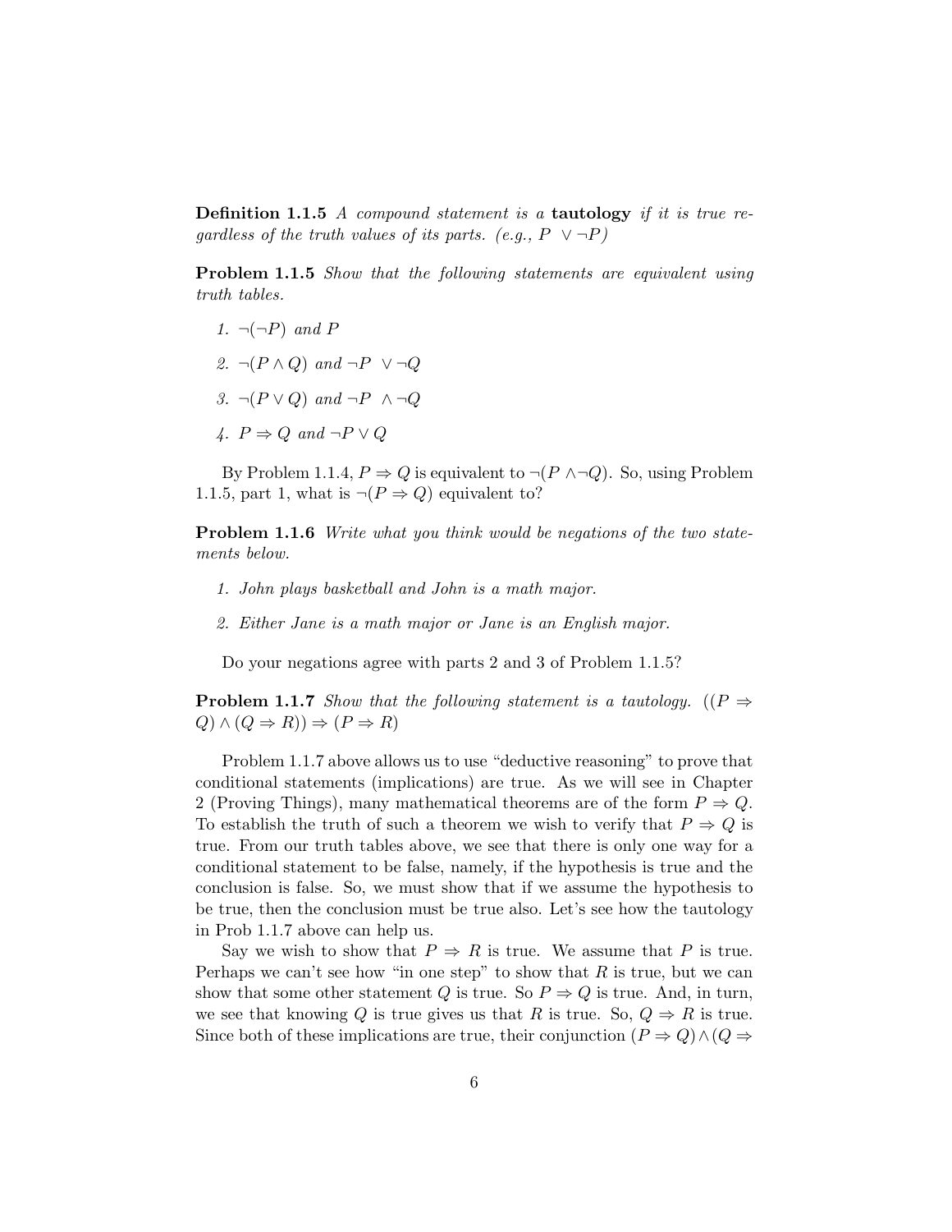**Definition 1.1.5** *A compound statement is a* **tautology** *if it is true regardless of the truth values of its parts. (e.g., $P \vee \neg P$)*

**Problem 1.1.5** *Show that the following statements are equivalent using truth tables.*

1. $\neg(\neg P)$ *and* $P$
2. $\neg(P \wedge Q)$ *and* $\neg P \vee \neg Q$
3. $\neg(P \vee Q)$ *and* $\neg P \wedge \neg Q$
4. $P \Rightarrow Q$ *and* $\neg P \vee Q$

By Problem 1.1.4, $P \Rightarrow Q$ is equivalent to $\neg(P \wedge \neg Q)$. So, using Problem 1.1.5, part 1, what is $\neg(P \Rightarrow Q)$ equivalent to?

**Problem 1.1.6** *Write what you think would be negations of the two statements below.*

1. *John plays basketball and John is a math major.*
2. *Either Jane is a math major or Jane is an English major.*

Do your negations agree with parts 2 and 3 of Problem 1.1.5?

**Problem 1.1.7** *Show that the following statement is a tautology.* $((P \Rightarrow Q) \wedge (Q \Rightarrow R)) \Rightarrow (P \Rightarrow R)$

Problem 1.1.7 above allows us to use "deductive reasoning" to prove that conditional statements (implications) are true. As we will see in Chapter 2 (Proving Things), many mathematical theorems are of the form $P \Rightarrow Q$. To establish the truth of such a theorem we wish to verify that $P \Rightarrow Q$ is true. From our truth tables above, we see that there is only one way for a conditional statement to be false, namely, if the hypothesis is true and the conclusion is false. So, we must show that if we assume the hypothesis to be true, then the conclusion must be true also. Let's see how the tautology in Prob 1.1.7 above can help us.

Say we wish to show that $P \Rightarrow R$ is true. We assume that $P$ is true. Perhaps we can't see how "in one step" to show that $R$ is true, but we can show that some other statement $Q$ is true. So $P \Rightarrow Q$ is true. And, in turn, we see that knowing $Q$ is true gives us that $R$ is true. So, $Q \Rightarrow R$ is true. Since both of these implications are true, their conjunction $(P \Rightarrow Q) \wedge (Q \Rightarrow$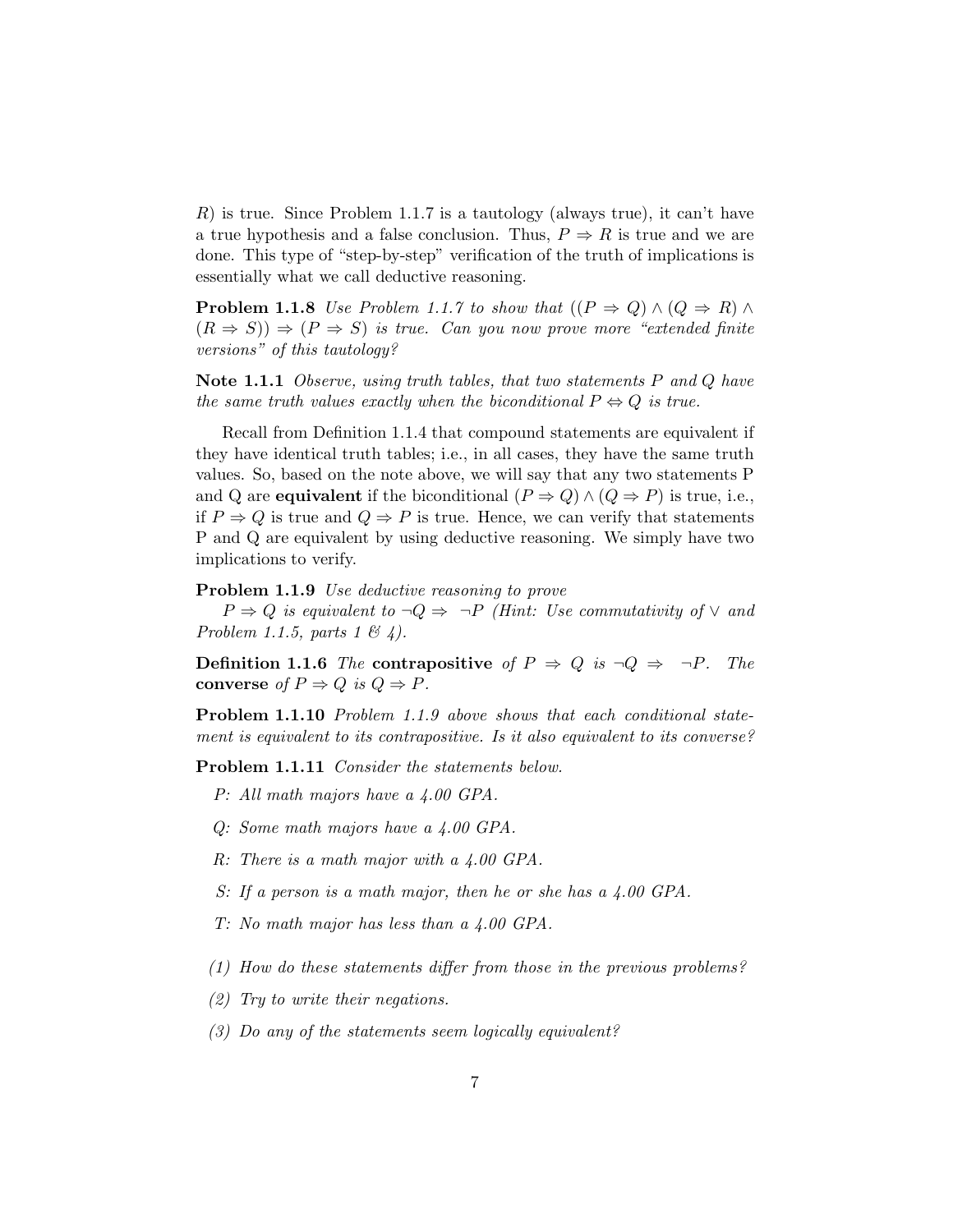$R$) is true. Since Problem 1.1.7 is a tautology (always true), it can't have a true hypothesis and a false conclusion. Thus, $P \Rightarrow R$ is true and we are done. This type of "step-by-step" verification of the truth of implications is essentially what we call deductive reasoning.

**Problem 1.1.8** *Use Problem 1.1.7 to show that* $((P \Rightarrow Q) \wedge (Q \Rightarrow R) \wedge (R \Rightarrow S)) \Rightarrow (P \Rightarrow S)$ *is true. Can you now prove more "extended finite versions" of this tautology?*

**Note 1.1.1** *Observe, using truth tables, that two statements $P$ and $Q$ have the same truth values exactly when the biconditional $P \Leftrightarrow Q$ is true.*

Recall from Definition 1.1.4 that compound statements are equivalent if they have identical truth tables; i.e., in all cases, they have the same truth values. So, based on the note above, we will say that any two statements P and Q are **equivalent** if the biconditional $(P \Rightarrow Q) \wedge (Q \Rightarrow P)$ is true, i.e., if $P \Rightarrow Q$ is true and $Q \Rightarrow P$ is true. Hence, we can verify that statements P and Q are equivalent by using deductive reasoning. We simply have two implications to verify.

**Problem 1.1.9** *Use deductive reasoning to prove*
$P \Rightarrow Q$ *is equivalent to* $\neg Q \Rightarrow \neg P$ *(Hint: Use commutativity of* $\vee$ *and Problem 1.1.5, parts 1 & 4).*

**Definition 1.1.6** *The* **contrapositive** *of* $P \Rightarrow Q$ *is* $\neg Q \Rightarrow \neg P$. *The* **converse** *of* $P \Rightarrow Q$ *is* $Q \Rightarrow P$.

**Problem 1.1.10** *Problem 1.1.9 above shows that each conditional statement is equivalent to its contrapositive. Is it also equivalent to its converse?*

**Problem 1.1.11** *Consider the statements below.*

*P: All math majors have a 4.00 GPA.*

*Q: Some math majors have a 4.00 GPA.*

*R: There is a math major with a 4.00 GPA.*

*S: If a person is a math major, then he or she has a 4.00 GPA.*

*T: No math major has less than a 4.00 GPA.*

*(1) How do these statements differ from those in the previous problems?*

*(2) Try to write their negations.*

*(3) Do any of the statements seem logically equivalent?*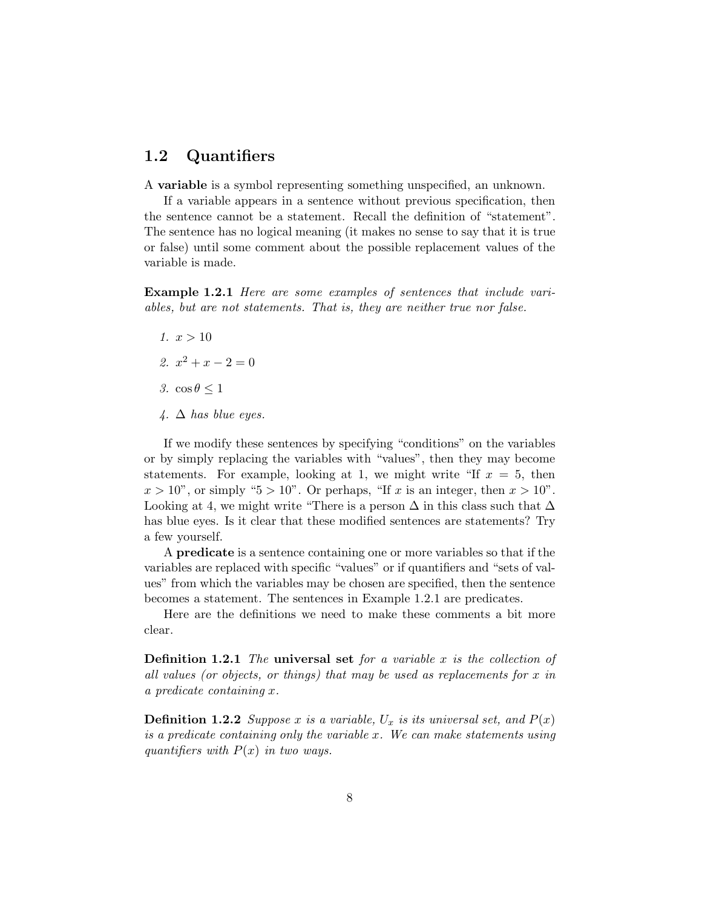## 1.2 Quantifiers

A **variable** is a symbol representing something unspecified, an unknown.

If a variable appears in a sentence without previous specification, then the sentence cannot be a statement. Recall the definition of "statement". The sentence has no logical meaning (it makes no sense to say that it is true or false) until some comment about the possible replacement values of the variable is made.

**Example 1.2.1** *Here are some examples of sentences that include variables, but are not statements. That is, they are neither true nor false.*

1. $x > 10$
2. $x^2 + x - 2 = 0$
3. $\cos\theta \leq 1$
4. $\Delta$ *has blue eyes.*

If we modify these sentences by specifying "conditions" on the variables or by simply replacing the variables with "values", then they may become statements. For example, looking at 1, we might write "If $x = 5$, then $x > 10$", or simply "$5 > 10$". Or perhaps, "If $x$ is an integer, then $x > 10$". Looking at 4, we might write "There is a person $\Delta$ in this class such that $\Delta$ has blue eyes. Is it clear that these modified sentences are statements? Try a few yourself.

A **predicate** is a sentence containing one or more variables so that if the variables are replaced with specific "values" or if quantifiers and "sets of values" from which the variables may be chosen are specified, then the sentence becomes a statement. The sentences in Example 1.2.1 are predicates.

Here are the definitions we need to make these comments a bit more clear.

**Definition 1.2.1** *The* **universal set** *for a variable $x$ is the collection of all values (or objects, or things) that may be used as replacements for $x$ in a predicate containing $x$.*

**Definition 1.2.2** *Suppose $x$ is a variable, $U_x$ is its universal set, and $P(x)$ is a predicate containing only the variable $x$. We can make statements using quantifiers with $P(x)$ in two ways.*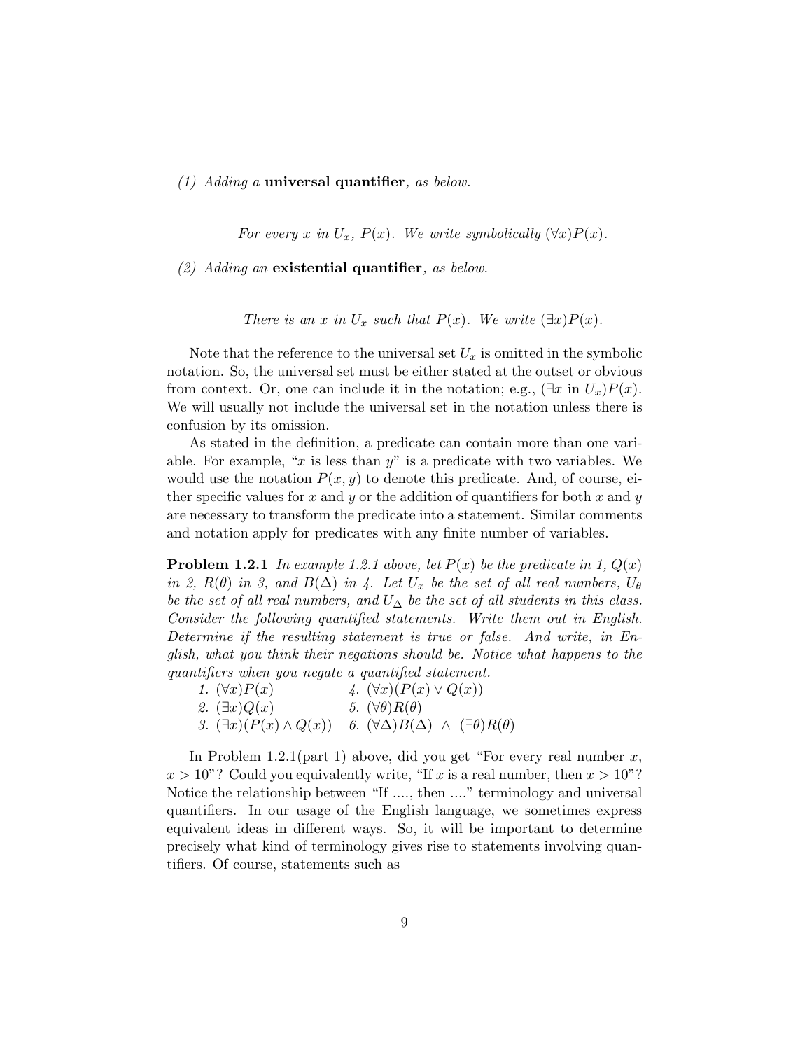*(1) Adding a* **universal quantifier***, as below.*

*For every $x$ in $U_x$, $P(x)$. We write symbolically $(\forall x)P(x)$.*

*(2) Adding an* **existential quantifier***, as below.*

*There is an $x$ in $U_x$ such that $P(x)$. We write $(\exists x)P(x)$.*

Note that the reference to the universal set $U_x$ is omitted in the symbolic notation. So, the universal set must be either stated at the outset or obvious from context. Or, one can include it in the notation; e.g., $(\exists x \text{ in } U_x)P(x)$. We will usually not include the universal set in the notation unless there is confusion by its omission.

As stated in the definition, a predicate can contain more than one variable. For example, "$x$ is less than $y$" is a predicate with two variables. We would use the notation $P(x, y)$ to denote this predicate. And, of course, either specific values for $x$ and $y$ or the addition of quantifiers for both $x$ and $y$ are necessary to transform the predicate into a statement. Similar comments and notation apply for predicates with any finite number of variables.

**Problem 1.2.1** *In example 1.2.1 above, let $P(x)$ be the predicate in 1, $Q(x)$ in 2, $R(\theta)$ in 3, and $B(\Delta)$ in 4. Let $U_x$ be the set of all real numbers, $U_\theta$ be the set of all real numbers, and $U_\Delta$ be the set of all students in this class. Consider the following quantified statements. Write them out in English. Determine if the resulting statement is true or false. And write, in English, what you think their negations should be. Notice what happens to the quantifiers when you negate a quantified statement.*

*1.* $(\forall x)P(x)$ &nbsp;&nbsp;&nbsp;&nbsp; *4.* $(\forall x)(P(x) \vee Q(x))$

*2.* $(\exists x)Q(x)$ &nbsp;&nbsp;&nbsp;&nbsp; *5.* $(\forall \theta)R(\theta)$

*3.* $(\exists x)(P(x) \wedge Q(x))$ &nbsp;&nbsp;&nbsp;&nbsp; *6.* $(\forall \Delta)B(\Delta) \;\wedge\; (\exists \theta)R(\theta)$

In Problem 1.2.1(part 1) above, did you get "For every real number $x$, $x > 10$"? Could you equivalently write, "If $x$ is a real number, then $x > 10$"? Notice the relationship between "If ...., then ...." terminology and universal quantifiers. In our usage of the English language, we sometimes express equivalent ideas in different ways. So, it will be important to determine precisely what kind of terminology gives rise to statements involving quantifiers. Of course, statements such as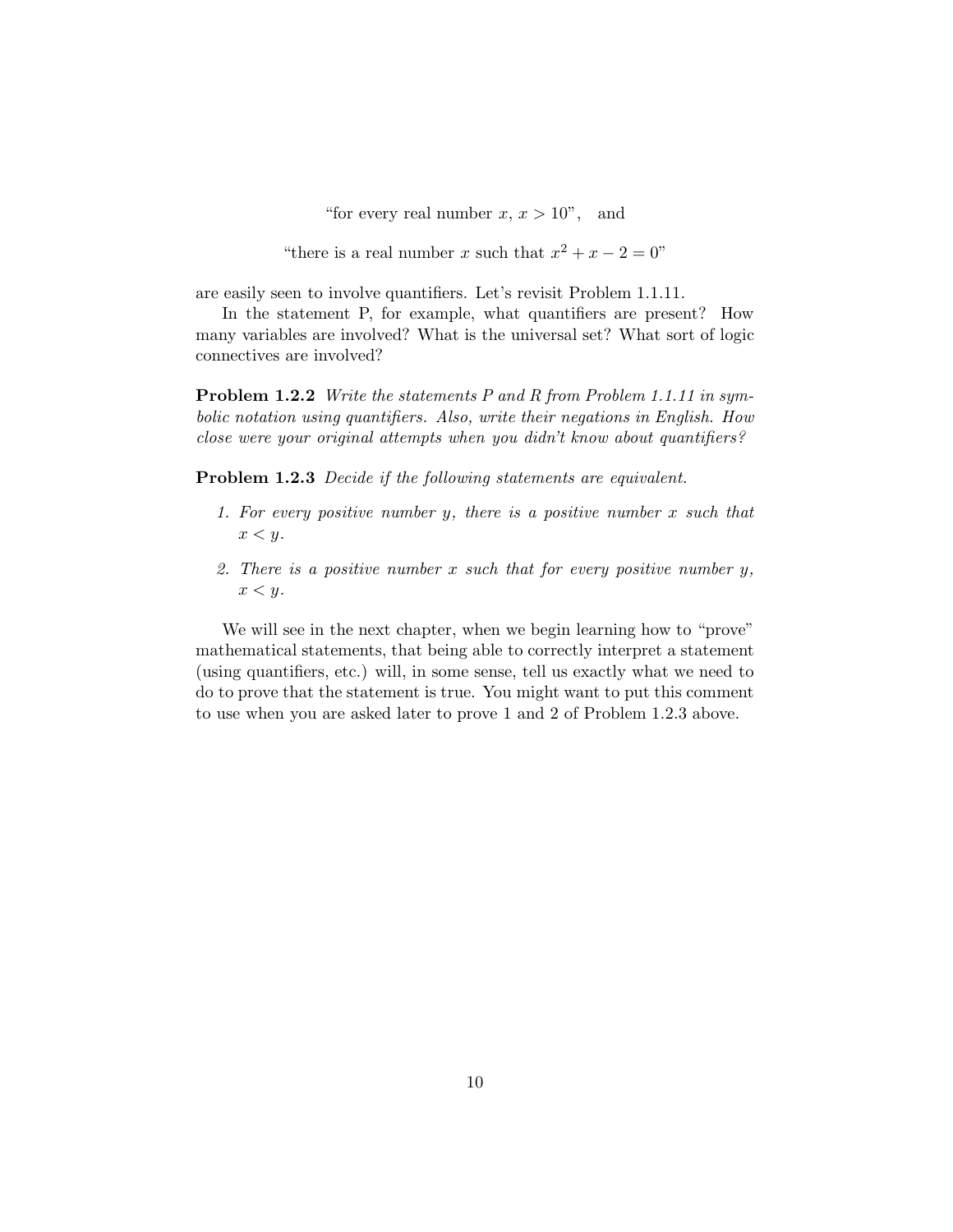"for every real number $x$, $x > 10$",   and

"there is a real number $x$ such that $x^2 + x - 2 = 0$"

are easily seen to involve quantifiers. Let's revisit Problem 1.1.11.

In the statement P, for example, what quantifiers are present? How many variables are involved? What is the universal set? What sort of logic connectives are involved?

**Problem 1.2.2** *Write the statements P and R from Problem 1.1.11 in symbolic notation using quantifiers. Also, write their negations in English. How close were your original attempts when you didn't know about quantifiers?*

**Problem 1.2.3** *Decide if the following statements are equivalent.*

1. *For every positive number $y$, there is a positive number $x$ such that $x < y$.*

2. *There is a positive number $x$ such that for every positive number $y$, $x < y$.*

We will see in the next chapter, when we begin learning how to "prove" mathematical statements, that being able to correctly interpret a statement (using quantifiers, etc.) will, in some sense, tell us exactly what we need to do to prove that the statement is true. You might want to put this comment to use when you are asked later to prove 1 and 2 of Problem 1.2.3 above.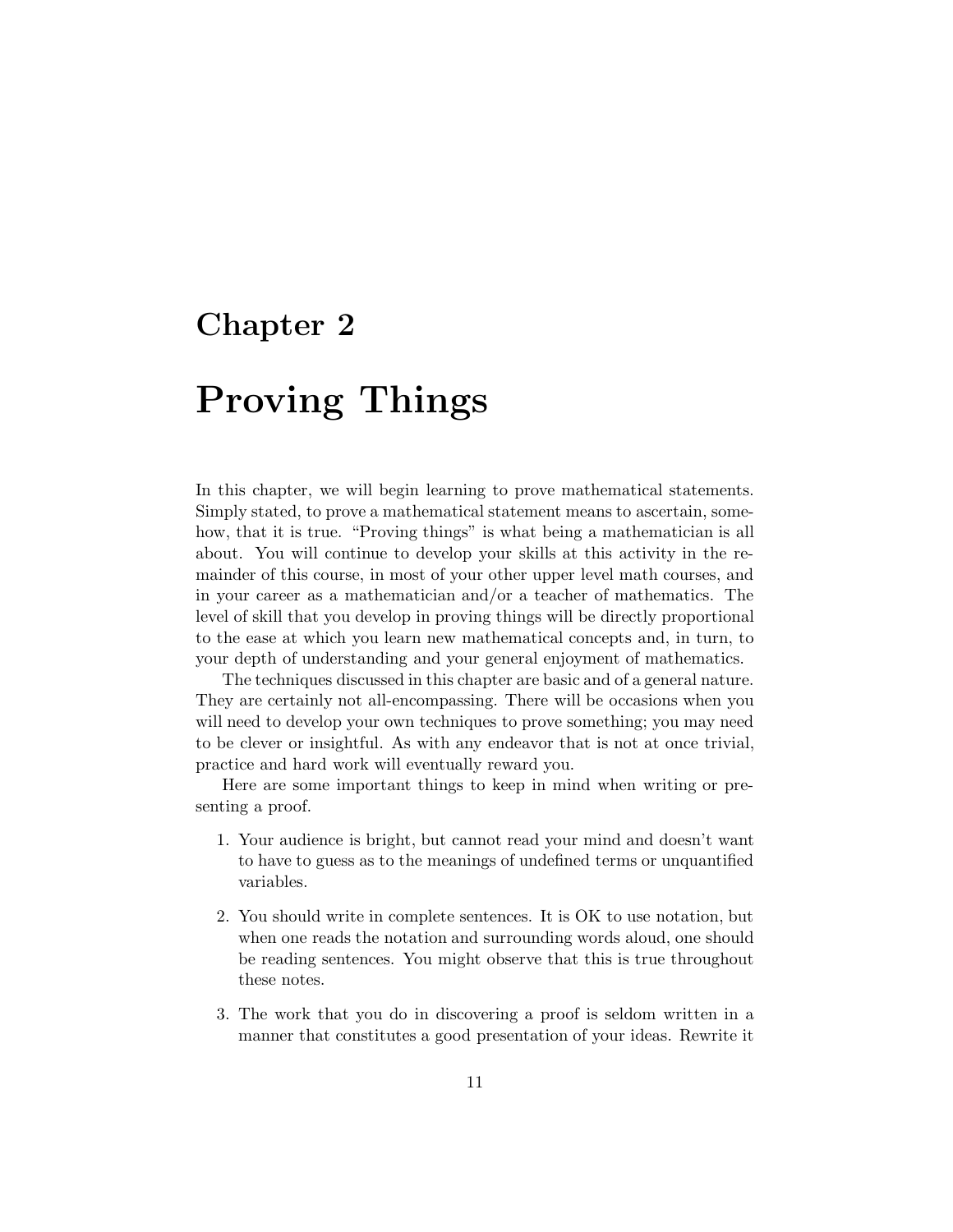# Chapter 2

# Proving Things

In this chapter, we will begin learning to prove mathematical statements. Simply stated, to prove a mathematical statement means to ascertain, somehow, that it is true. "Proving things" is what being a mathematician is all about. You will continue to develop your skills at this activity in the remainder of this course, in most of your other upper level math courses, and in your career as a mathematician and/or a teacher of mathematics. The level of skill that you develop in proving things will be directly proportional to the ease at which you learn new mathematical concepts and, in turn, to your depth of understanding and your general enjoyment of mathematics.

The techniques discussed in this chapter are basic and of a general nature. They are certainly not all-encompassing. There will be occasions when you will need to develop your own techniques to prove something; you may need to be clever or insightful. As with any endeavor that is not at once trivial, practice and hard work will eventually reward you.

Here are some important things to keep in mind when writing or presenting a proof.

1. Your audience is bright, but cannot read your mind and doesn't want to have to guess as to the meanings of undefined terms or unquantified variables.

2. You should write in complete sentences. It is OK to use notation, but when one reads the notation and surrounding words aloud, one should be reading sentences. You might observe that this is true throughout these notes.

3. The work that you do in discovering a proof is seldom written in a manner that constitutes a good presentation of your ideas. Rewrite it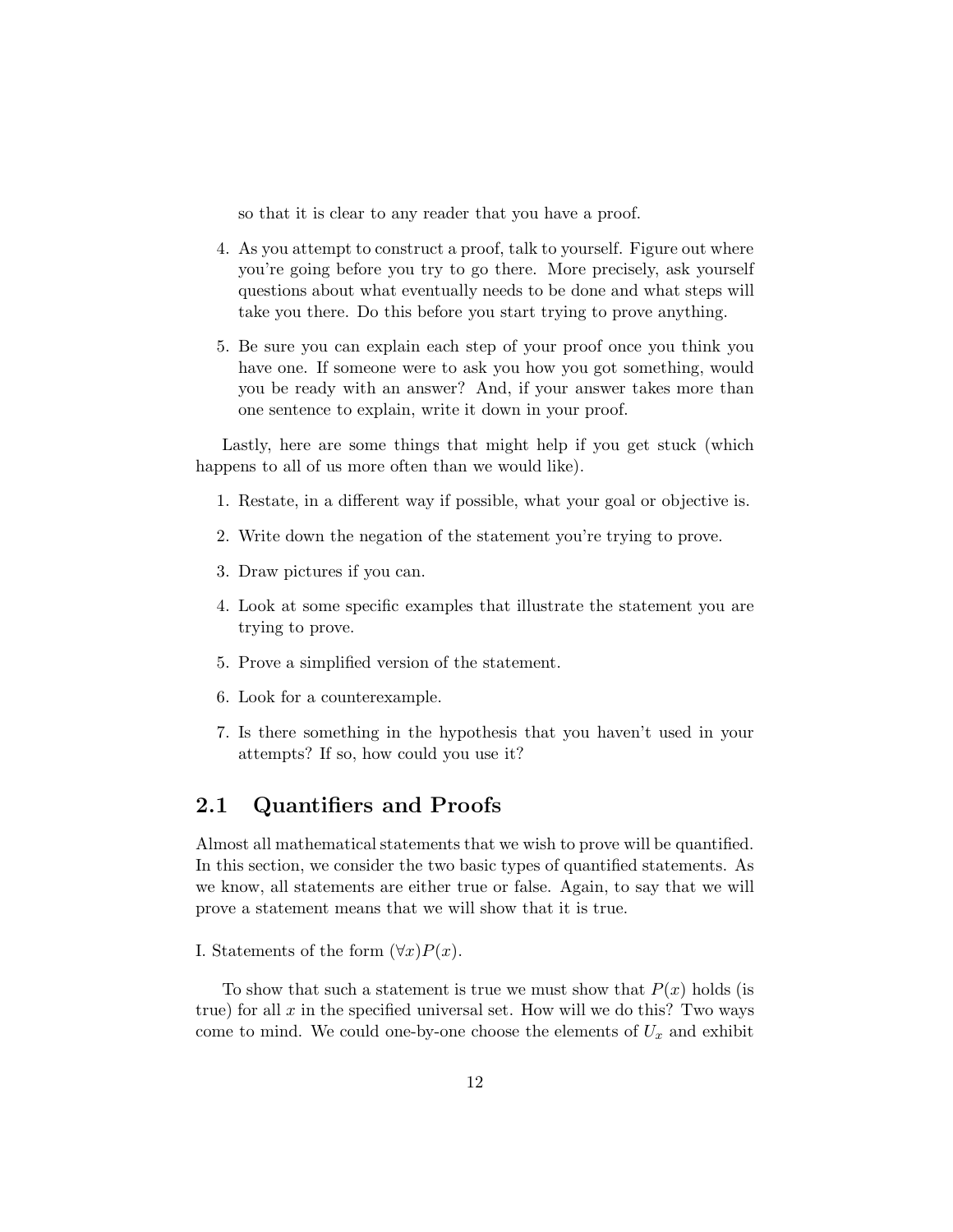so that it is clear to any reader that you have a proof.

4. As you attempt to construct a proof, talk to yourself. Figure out where you're going before you try to go there. More precisely, ask yourself questions about what eventually needs to be done and what steps will take you there. Do this before you start trying to prove anything.

5. Be sure you can explain each step of your proof once you think you have one. If someone were to ask you how you got something, would you be ready with an answer? And, if your answer takes more than one sentence to explain, write it down in your proof.

Lastly, here are some things that might help if you get stuck (which happens to all of us more often than we would like).

1. Restate, in a different way if possible, what your goal or objective is.

2. Write down the negation of the statement you're trying to prove.

3. Draw pictures if you can.

4. Look at some specific examples that illustrate the statement you are trying to prove.

5. Prove a simplified version of the statement.

6. Look for a counterexample.

7. Is there something in the hypothesis that you haven't used in your attempts? If so, how could you use it?

## 2.1 Quantifiers and Proofs

Almost all mathematical statements that we wish to prove will be quantified. In this section, we consider the two basic types of quantified statements. As we know, all statements are either true or false. Again, to say that we will prove a statement means that we will show that it is true.

I. Statements of the form $(\forall x)P(x)$.

To show that such a statement is true we must show that $P(x)$ holds (is true) for all $x$ in the specified universal set. How will we do this? Two ways come to mind. We could one-by-one choose the elements of $U_x$ and exhibit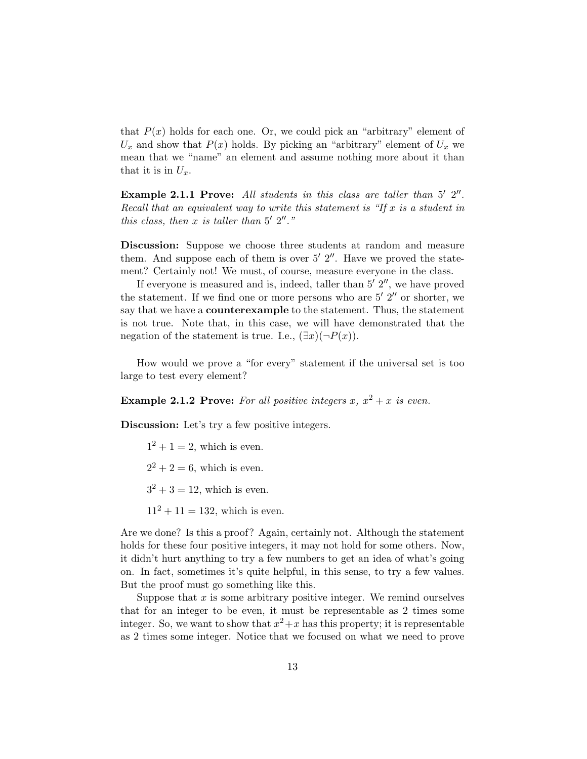that $P(x)$ holds for each one. Or, we could pick an "arbitrary" element of $U_x$ and show that $P(x)$ holds. By picking an "arbitrary" element of $U_x$ we mean that we "name" an element and assume nothing more about it than that it is in $U_x$.

**Example 2.1.1 Prove:** *All students in this class are taller than 5′ 2″. Recall that an equivalent way to write this statement is "If x is a student in this class, then x is taller than 5′ 2″."*

**Discussion:** Suppose we choose three students at random and measure them. And suppose each of them is over 5′ 2″. Have we proved the statement? Certainly not! We must, of course, measure everyone in the class.

If everyone is measured and is, indeed, taller than 5′ 2″, we have proved the statement. If we find one or more persons who are 5′ 2″ or shorter, we say that we have a **counterexample** to the statement. Thus, the statement is not true. Note that, in this case, we will have demonstrated that the negation of the statement is true. I.e., $(\exists x)(\neg P(x))$.

How would we prove a "for every" statement if the universal set is too large to test every element?

**Example 2.1.2 Prove:** *For all positive integers $x$, $x^2 + x$ is even.*

**Discussion:** Let's try a few positive integers.

$1^2 + 1 = 2$, which is even.

$2^2 + 2 = 6$, which is even.

$3^2 + 3 = 12$, which is even.

$11^2 + 11 = 132$, which is even.

Are we done? Is this a proof? Again, certainly not. Although the statement holds for these four positive integers, it may not hold for some others. Now, it didn't hurt anything to try a few numbers to get an idea of what's going on. In fact, sometimes it's quite helpful, in this sense, to try a few values. But the proof must go something like this.

Suppose that $x$ is some arbitrary positive integer. We remind ourselves that for an integer to be even, it must be representable as 2 times some integer. So, we want to show that $x^2+x$ has this property; it is representable as 2 times some integer. Notice that we focused on what we need to prove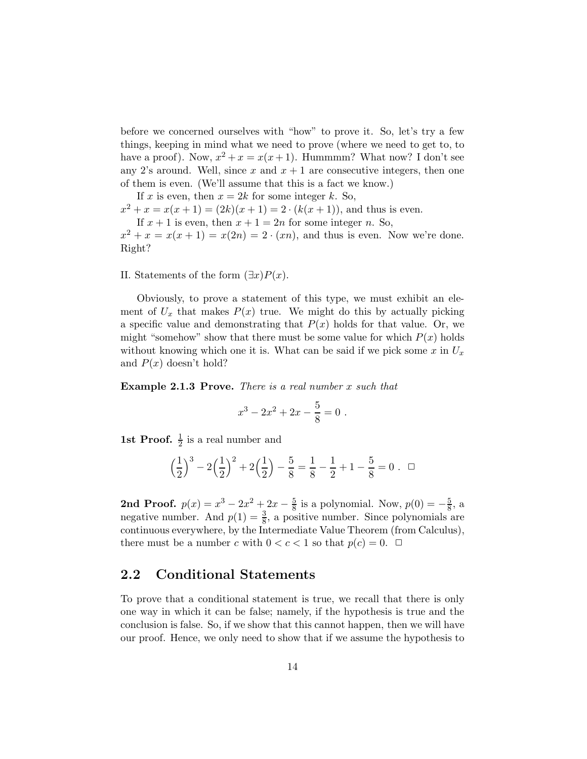before we concerned ourselves with "how" to prove it. So, let's try a few things, keeping in mind what we need to prove (where we need to get to, to have a proof). Now, $x^2 + x = x(x+1)$. Hummmm? What now? I don't see any 2's around. Well, since $x$ and $x+1$ are consecutive integers, then one of them is even. (We'll assume that this is a fact we know.)

If $x$ is even, then $x = 2k$ for some integer $k$. So, $x^2 + x = x(x+1) = (2k)(x+1) = 2 \cdot (k(x+1))$, and thus is even.

If $x+1$ is even, then $x+1 = 2n$ for some integer $n$. So, $x^2 + x = x(x+1) = x(2n) = 2 \cdot (xn)$, and thus is even. Now we're done. Right?

II. Statements of the form $(\exists x)P(x)$.

Obviously, to prove a statement of this type, we must exhibit an element of $U_x$ that makes $P(x)$ true. We might do this by actually picking a specific value and demonstrating that $P(x)$ holds for that value. Or, we might "somehow" show that there must be some value for which $P(x)$ holds without knowing which one it is. What can be said if we pick some $x$ in $U_x$ and $P(x)$ doesn't hold?

**Example 2.1.3 Prove.** *There is a real number $x$ such that*

$$x^3 - 2x^2 + 2x - \frac{5}{8} = 0 \ .$$

**1st Proof.** $\frac{1}{2}$ is a real number and

$$\Big(\frac{1}{2}\Big)^3 - 2\Big(\frac{1}{2}\Big)^2 + 2\Big(\frac{1}{2}\Big) - \frac{5}{8} = \frac{1}{8} - \frac{1}{2} + 1 - \frac{5}{8} = 0 \ . \ \square$$

**2nd Proof.** $p(x) = x^3 - 2x^2 + 2x - \frac{5}{8}$ is a polynomial. Now, $p(0) = -\frac{5}{8}$, a negative number. And $p(1) = \frac{3}{8}$, a positive number. Since polynomials are continuous everywhere, by the Intermediate Value Theorem (from Calculus), there must be a number $c$ with $0 < c < 1$ so that $p(c) = 0$. $\square$

## 2.2 Conditional Statements

To prove that a conditional statement is true, we recall that there is only one way in which it can be false; namely, if the hypothesis is true and the conclusion is false. So, if we show that this cannot happen, then we will have our proof. Hence, we only need to show that if we assume the hypothesis to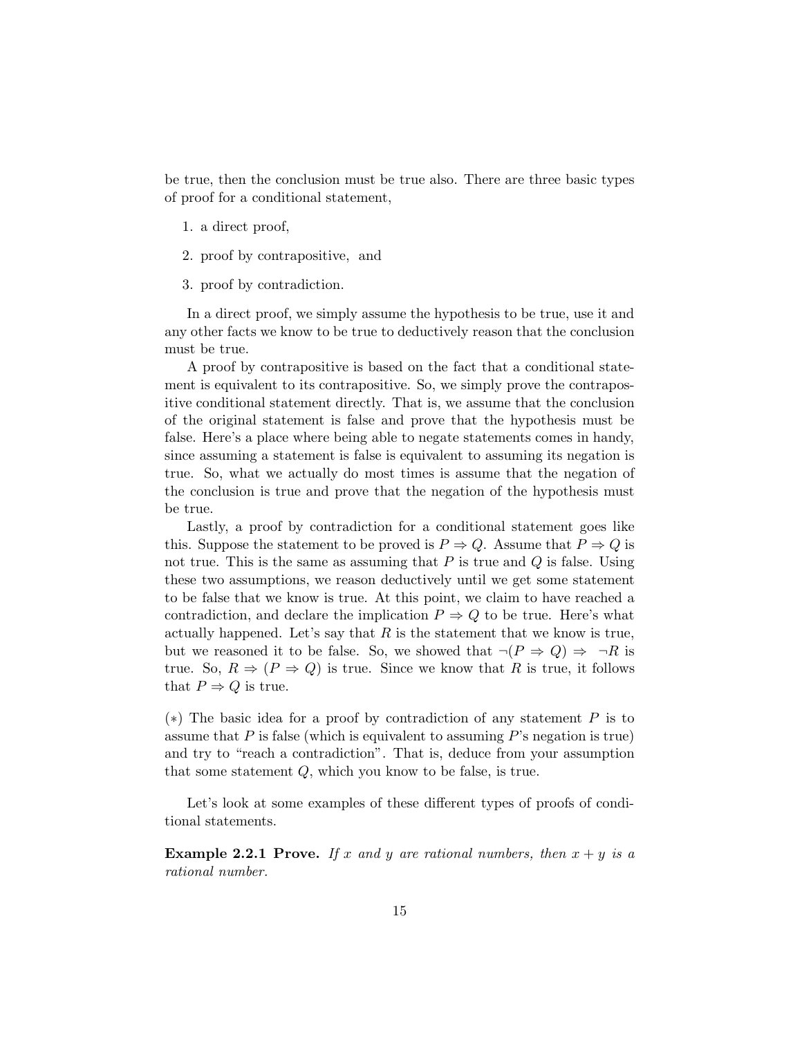be true, then the conclusion must be true also. There are three basic types of proof for a conditional statement,

1. a direct proof,
2. proof by contrapositive, and
3. proof by contradiction.

In a direct proof, we simply assume the hypothesis to be true, use it and any other facts we know to be true to deductively reason that the conclusion must be true.

A proof by contrapositive is based on the fact that a conditional statement is equivalent to its contrapositive. So, we simply prove the contrapositive conditional statement directly. That is, we assume that the conclusion of the original statement is false and prove that the hypothesis must be false. Here's a place where being able to negate statements comes in handy, since assuming a statement is false is equivalent to assuming its negation is true. So, what we actually do most times is assume that the negation of the conclusion is true and prove that the negation of the hypothesis must be true.

Lastly, a proof by contradiction for a conditional statement goes like this. Suppose the statement to be proved is $P \Rightarrow Q$. Assume that $P \Rightarrow Q$ is not true. This is the same as assuming that $P$ is true and $Q$ is false. Using these two assumptions, we reason deductively until we get some statement to be false that we know is true. At this point, we claim to have reached a contradiction, and declare the implication $P \Rightarrow Q$ to be true. Here's what actually happened. Let's say that $R$ is the statement that we know is true, but we reasoned it to be false. So, we showed that $\neg(P \Rightarrow Q) \Rightarrow \neg R$ is true. So, $R \Rightarrow (P \Rightarrow Q)$ is true. Since we know that $R$ is true, it follows that $P \Rightarrow Q$ is true.

$(*)$ The basic idea for a proof by contradiction of any statement $P$ is to assume that $P$ is false (which is equivalent to assuming $P$'s negation is true) and try to "reach a contradiction". That is, deduce from your assumption that some statement $Q$, which you know to be false, is true.

Let's look at some examples of these different types of proofs of conditional statements.

**Example 2.2.1 Prove.** *If $x$ and $y$ are rational numbers, then $x + y$ is a rational number.*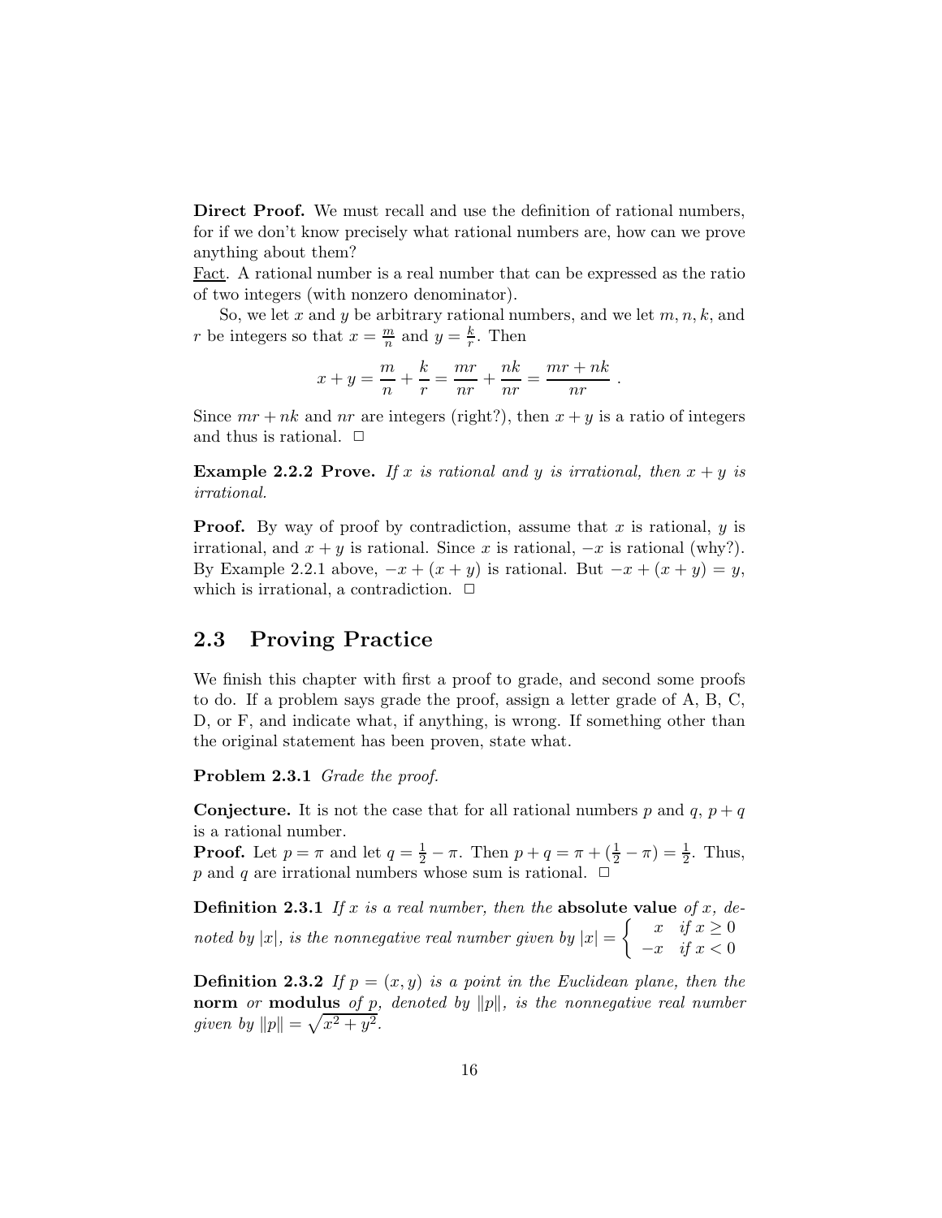**Direct Proof.** We must recall and use the definition of rational numbers, for if we don't know precisely what rational numbers are, how can we prove anything about them?

Fact. A rational number is a real number that can be expressed as the ratio of two integers (with nonzero denominator).

So, we let $x$ and $y$ be arbitrary rational numbers, and we let $m, n, k$, and $r$ be integers so that $x = \frac{m}{n}$ and $y = \frac{k}{r}$. Then

$$x + y = \frac{m}{n} + \frac{k}{r} = \frac{mr}{nr} + \frac{nk}{nr} = \frac{mr + nk}{nr} \ .$$

Since $mr + nk$ and $nr$ are integers (right?), then $x + y$ is a ratio of integers and thus is rational. □

**Example 2.2.2 Prove.** *If $x$ is rational and $y$ is irrational, then $x + y$ is irrational.*

**Proof.** By way of proof by contradiction, assume that $x$ is rational, $y$ is irrational, and $x + y$ is rational. Since $x$ is rational, $-x$ is rational (why?). By Example 2.2.1 above, $-x + (x + y)$ is rational. But $-x + (x + y) = y$, which is irrational, a contradiction. □

## 2.3 Proving Practice

We finish this chapter with first a proof to grade, and second some proofs to do. If a problem says grade the proof, assign a letter grade of A, B, C, D, or F, and indicate what, if anything, is wrong. If something other than the original statement has been proven, state what.

**Problem 2.3.1** *Grade the proof.*

**Conjecture.** It is not the case that for all rational numbers $p$ and $q$, $p + q$ is a rational number.

**Proof.** Let $p = \pi$ and let $q = \frac{1}{2} - \pi$. Then $p + q = \pi + (\frac{1}{2} - \pi) = \frac{1}{2}$. Thus, $p$ and $q$ are irrational numbers whose sum is rational. □

**Definition 2.3.1** *If $x$ is a real number, then the* **absolute value** *of $x$, denoted by $|x|$, is the nonnegative real number given by* $|x| = \begin{cases} x & \text{if } x \geq 0 \\ -x & \text{if } x < 0 \end{cases}$

**Definition 2.3.2** *If $p = (x, y)$ is a point in the Euclidean plane, then the* **norm** *or* **modulus** *of $p$, denoted by $\|p\|$, is the nonnegative real number given by $\|p\| = \sqrt{x^2 + y^2}$.*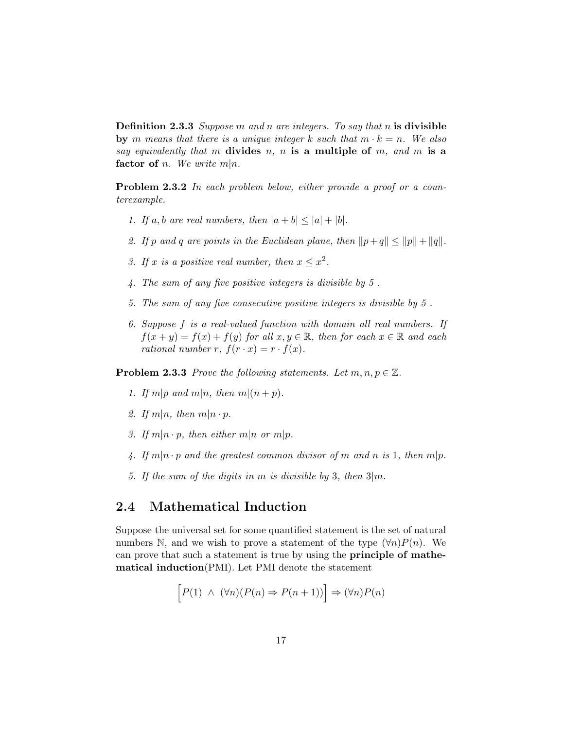**Definition 2.3.3** *Suppose $m$ and $n$ are integers. To say that $n$* **is divisible by** *$m$ means that there is a unique integer $k$ such that $m \cdot k = n$. We also say equivalently that $m$* **divides** *$n$, $n$* **is a multiple of** *$m$, and $m$* **is a factor of** *$n$. We write $m|n$.*

**Problem 2.3.2** *In each problem below, either provide a proof or a counterexample.*

1. *If $a, b$ are real numbers, then $|a+b| \leq |a| + |b|$.*
2. *If $p$ and $q$ are points in the Euclidean plane, then $\|p+q\| \leq \|p\| + \|q\|$.*
3. *If $x$ is a positive real number, then $x \leq x^2$.*
4. *The sum of any five positive integers is divisible by 5 .*
5. *The sum of any five consecutive positive integers is divisible by 5 .*
6. *Suppose $f$ is a real-valued function with domain all real numbers. If $f(x+y) = f(x) + f(y)$ for all $x, y \in \mathbb{R}$, then for each $x \in \mathbb{R}$ and each rational number $r$, $f(r \cdot x) = r \cdot f(x)$.*

**Problem 2.3.3** *Prove the following statements. Let $m, n, p \in \mathbb{Z}$.*

1. *If $m|p$ and $m|n$, then $m|(n+p)$.*
2. *If $m|n$, then $m|n \cdot p$.*
3. *If $m|n \cdot p$, then either $m|n$ or $m|p$.*
4. *If $m|n \cdot p$ and the greatest common divisor of $m$ and $n$ is 1, then $m|p$.*
5. *If the sum of the digits in $m$ is divisible by 3, then $3|m$.*

## 2.4 Mathematical Induction

Suppose the universal set for some quantified statement is the set of natural numbers $\mathbb{N}$, and we wish to prove a statement of the type $(\forall n)P(n)$. We can prove that such a statement is true by using the **principle of mathematical induction**(PMI). Let PMI denote the statement

$$\Big[P(1) \ \wedge \ (\forall n)(P(n) \Rightarrow P(n+1))\Big] \Rightarrow (\forall n)P(n)$$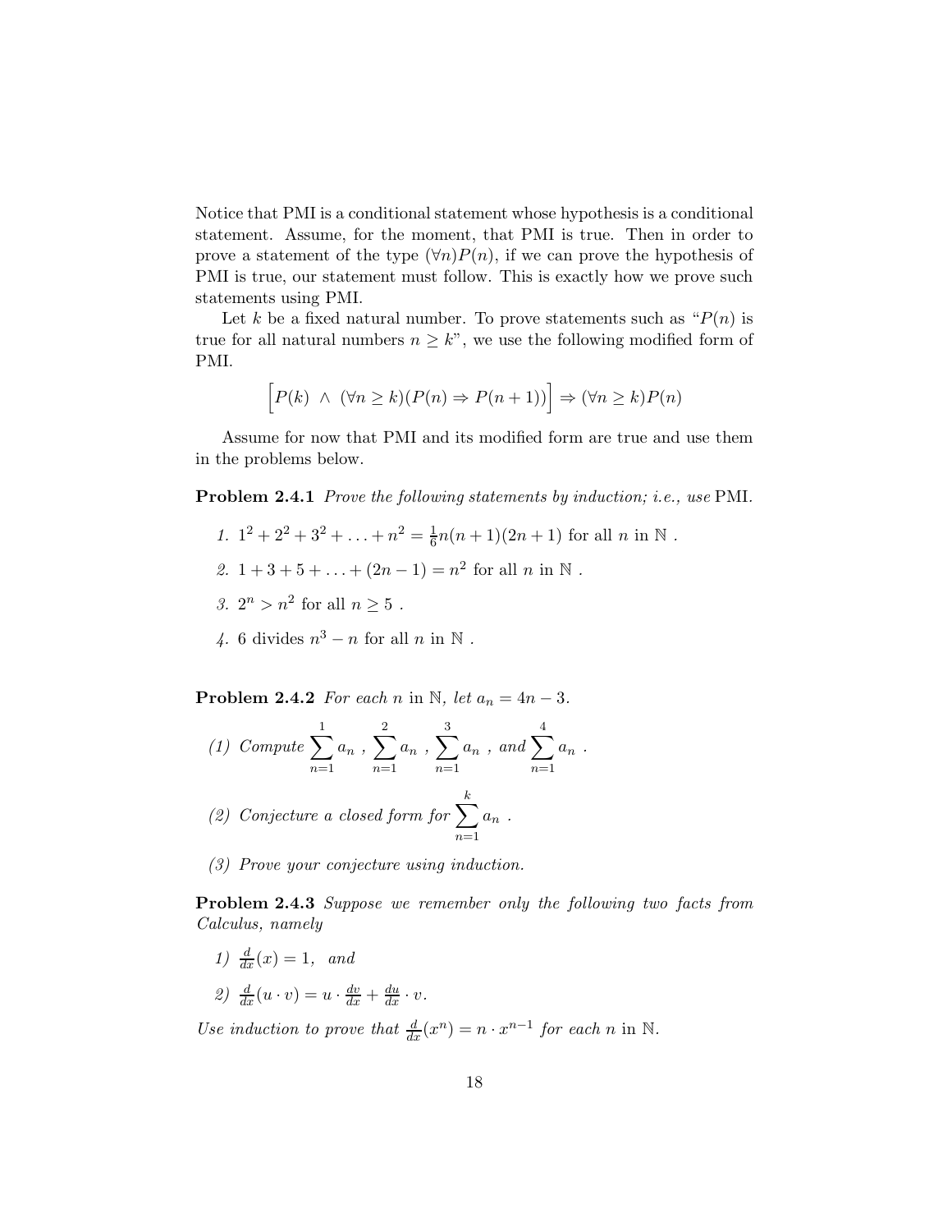Notice that PMI is a conditional statement whose hypothesis is a conditional statement. Assume, for the moment, that PMI is true. Then in order to prove a statement of the type $(\forall n)P(n)$, if we can prove the hypothesis of PMI is true, our statement must follow. This is exactly how we prove such statements using PMI.

Let $k$ be a fixed natural number. To prove statements such as "$P(n)$ is true for all natural numbers $n \geq k$", we use the following modified form of PMI.

$$\Big[P(k) \ \land \ (\forall n \geq k)(P(n) \Rightarrow P(n+1))\Big] \Rightarrow (\forall n \geq k)P(n)$$

Assume for now that PMI and its modified form are true and use them in the problems below.

**Problem 2.4.1** *Prove the following statements by induction; i.e., use* PMI.

1. $1^2 + 2^2 + 3^2 + \ldots + n^2 = \frac{1}{6}n(n+1)(2n+1)$ for all $n$ in $\mathbb{N}$ .
2. $1 + 3 + 5 + \ldots + (2n-1) = n^2$ for all $n$ in $\mathbb{N}$ .
3. $2^n > n^2$ for all $n \geq 5$ .
4. 6 divides $n^3 - n$ for all $n$ in $\mathbb{N}$ .

**Problem 2.4.2** *For each $n$ in $\mathbb{N}$, let $a_n = 4n - 3$.*

(1) *Compute* $\displaystyle\sum_{n=1}^{1} a_n$ , $\displaystyle\sum_{n=1}^{2} a_n$ , $\displaystyle\sum_{n=1}^{3} a_n$ , *and* $\displaystyle\sum_{n=1}^{4} a_n$ .

(2) *Conjecture a closed form for* $\displaystyle\sum_{n=1}^{k} a_n$ .

(3) *Prove your conjecture using induction.*

**Problem 2.4.3** *Suppose we remember only the following two facts from Calculus, namely*

1) $\frac{d}{dx}(x) = 1$, *and*

2) $\frac{d}{dx}(u \cdot v) = u \cdot \frac{dv}{dx} + \frac{du}{dx} \cdot v$.

*Use induction to prove that $\frac{d}{dx}(x^n) = n \cdot x^{n-1}$ for each $n$ in $\mathbb{N}$.*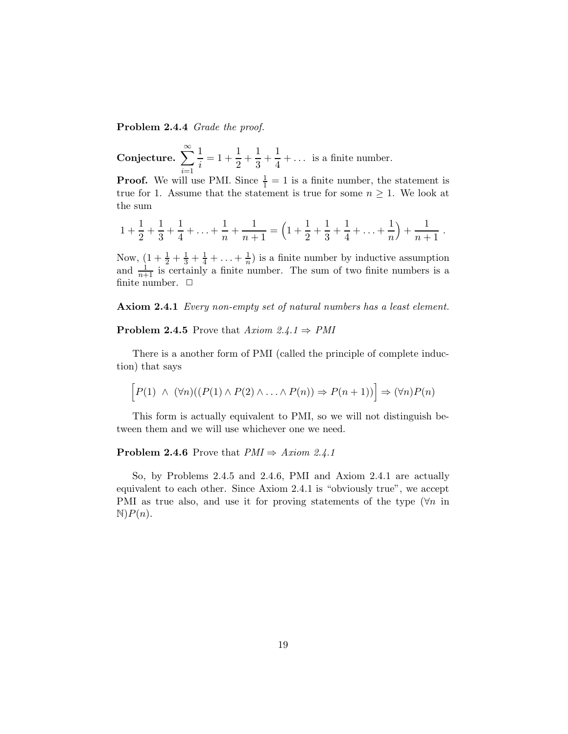**Problem 2.4.4** *Grade the proof.*

**Conjecture.** $\displaystyle\sum_{i=1}^{\infty} \frac{1}{i} = 1 + \frac{1}{2} + \frac{1}{3} + \frac{1}{4} + \ldots$ is a finite number.

**Proof.** We will use PMI. Since $\frac{1}{1} = 1$ is a finite number, the statement is true for 1. Assume that the statement is true for some $n \geq 1$. We look at the sum

$$1 + \frac{1}{2} + \frac{1}{3} + \frac{1}{4} + \ldots + \frac{1}{n} + \frac{1}{n+1} = \Big(1 + \frac{1}{2} + \frac{1}{3} + \frac{1}{4} + \ldots + \frac{1}{n}\Big) + \frac{1}{n+1}\ .$$

Now, $(1 + \frac{1}{2} + \frac{1}{3} + \frac{1}{4} + \ldots + \frac{1}{n})$ is a finite number by inductive assumption and $\frac{1}{n+1}$ is certainly a finite number. The sum of two finite numbers is a finite number. □

**Axiom 2.4.1** *Every non-empty set of natural numbers has a least element.*

**Problem 2.4.5** Prove that *Axiom 2.4.1* $\Rightarrow$ *PMI*

There is a another form of PMI (called the principle of complete induction) that says

$$\Big[P(1)\ \wedge\ (\forall n)((P(1) \wedge P(2) \wedge \ldots \wedge P(n)) \Rightarrow P(n+1))\Big] \Rightarrow (\forall n)P(n)$$

This form is actually equivalent to PMI, so we will not distinguish between them and we will use whichever one we need.

**Problem 2.4.6** Prove that *PMI* $\Rightarrow$ *Axiom 2.4.1*

So, by Problems 2.4.5 and 2.4.6, PMI and Axiom 2.4.1 are actually equivalent to each other. Since Axiom 2.4.1 is "obviously true", we accept PMI as true also, and use it for proving statements of the type ($\forall n$ in $\mathbb{N}$)$P(n)$.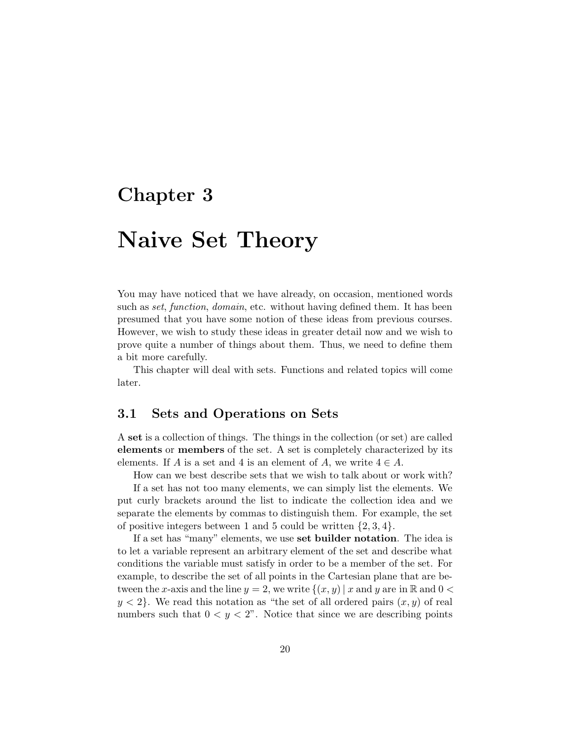# Chapter 3

# Naive Set Theory

You may have noticed that we have already, on occasion, mentioned words such as *set*, *function*, *domain*, etc. without having defined them. It has been presumed that you have some notion of these ideas from previous courses. However, we wish to study these ideas in greater detail now and we wish to prove quite a number of things about them. Thus, we need to define them a bit more carefully.

This chapter will deal with sets. Functions and related topics will come later.

## 3.1 Sets and Operations on Sets

A **set** is a collection of things. The things in the collection (or set) are called **elements** or **members** of the set. A set is completely characterized by its elements. If $A$ is a set and 4 is an element of $A$, we write $4 \in A$.

How can we best describe sets that we wish to talk about or work with?

If a set has not too many elements, we can simply list the elements. We put curly brackets around the list to indicate the collection idea and we separate the elements by commas to distinguish them. For example, the set of positive integers between 1 and 5 could be written $\{2, 3, 4\}$.

If a set has "many" elements, we use **set builder notation**. The idea is to let a variable represent an arbitrary element of the set and describe what conditions the variable must satisfy in order to be a member of the set. For example, to describe the set of all points in the Cartesian plane that are between the $x$-axis and the line $y = 2$, we write $\{(x, y) \mid x \text{ and } y \text{ are in } \mathbb{R} \text{ and } 0 < y < 2\}$. We read this notation as "the set of all ordered pairs $(x, y)$ of real numbers such that $0 < y < 2$". Notice that since we are describing points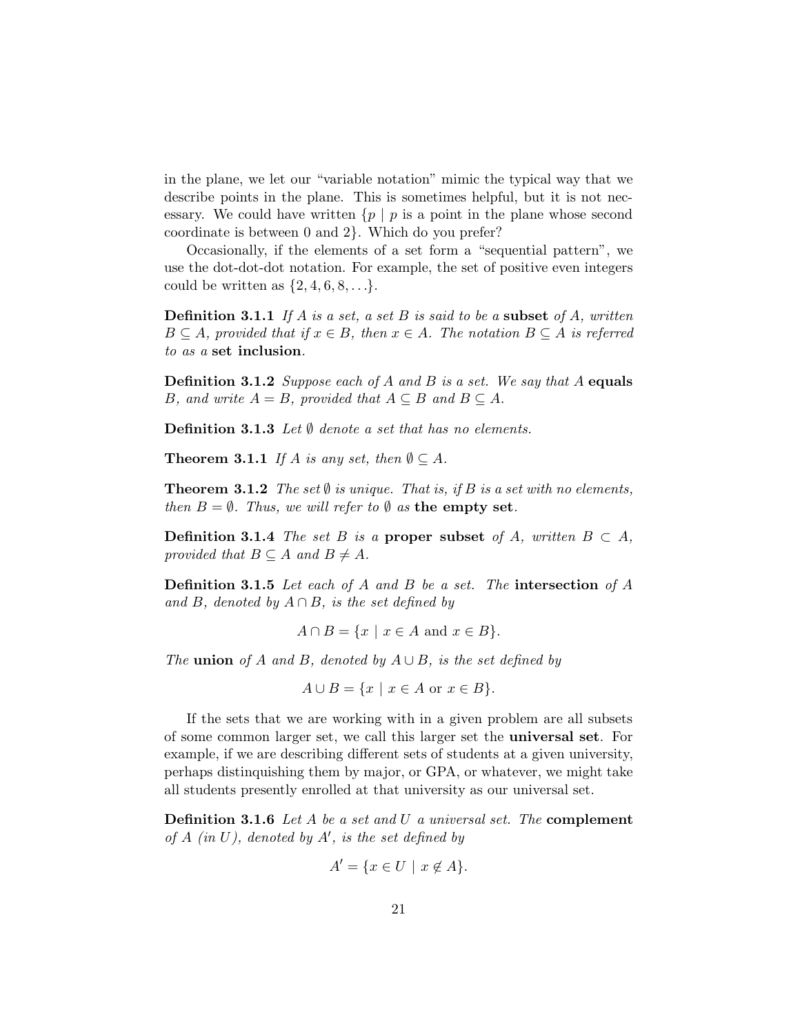in the plane, we let our "variable notation" mimic the typical way that we describe points in the plane. This is sometimes helpful, but it is not necessary. We could have written $\{p \mid p$ is a point in the plane whose second coordinate is between 0 and 2$\}$. Which do you prefer?

Occasionally, if the elements of a set form a "sequential pattern", we use the dot-dot-dot notation. For example, the set of positive even integers could be written as $\{2, 4, 6, 8, \ldots\}$.

**Definition 3.1.1** *If $A$ is a set, a set $B$ is said to be a* **subset** *of $A$, written $B \subseteq A$, provided that if $x \in B$, then $x \in A$. The notation $B \subseteq A$ is referred to as a* **set inclusion**.

**Definition 3.1.2** *Suppose each of $A$ and $B$ is a set. We say that $A$* **equals** *$B$, and write $A = B$, provided that $A \subseteq B$ and $B \subseteq A$.*

**Definition 3.1.3** *Let $\emptyset$ denote a set that has no elements.*

**Theorem 3.1.1** *If $A$ is any set, then $\emptyset \subseteq A$.*

**Theorem 3.1.2** *The set $\emptyset$ is unique. That is, if $B$ is a set with no elements, then $B = \emptyset$. Thus, we will refer to $\emptyset$ as* **the empty set**.

**Definition 3.1.4** *The set $B$ is a* **proper subset** *of $A$, written $B \subset A$, provided that $B \subseteq A$ and $B \neq A$.*

**Definition 3.1.5** *Let each of $A$ and $B$ be a set. The* **intersection** *of $A$ and $B$, denoted by $A \cap B$, is the set defined by*

$$A \cap B = \{x \mid x \in A \text{ and } x \in B\}.$$

*The* **union** *of $A$ and $B$, denoted by $A \cup B$, is the set defined by*

$$A \cup B = \{x \mid x \in A \text{ or } x \in B\}.$$

If the sets that we are working with in a given problem are all subsets of some common larger set, we call this larger set the **universal set**. For example, if we are describing different sets of students at a given university, perhaps distinquishing them by major, or GPA, or whatever, we might take all students presently enrolled at that university as our universal set.

**Definition 3.1.6** *Let $A$ be a set and $U$ a universal set. The* **complement** *of $A$ (in $U$), denoted by $A'$, is the set defined by*

$$A' = \{x \in U \mid x \notin A\}.$$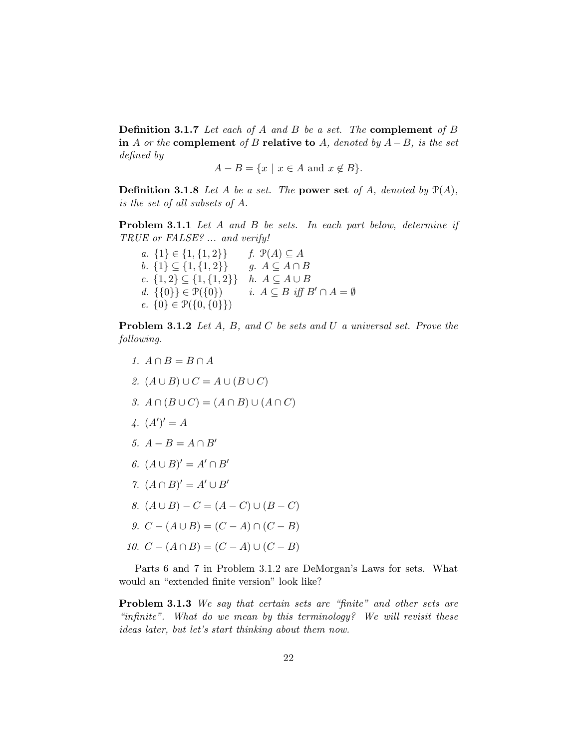**Definition 3.1.7** *Let each of A and B be a set. The* **complement** *of B* **in** *A or the* **complement** *of B* **relative to** *A, denoted by $A - B$, is the set defined by*

$$A - B = \{x \mid x \in A \text{ and } x \notin B\}.$$

**Definition 3.1.8** *Let A be a set. The* **power set** *of A, denoted by $\mathcal{P}(A)$, is the set of all subsets of A.*

**Problem 3.1.1** *Let A and B be sets. In each part below, determine if TRUE or FALSE? ... and verify!*

*a.* $\{1\} \in \{1, \{1, 2\}\}$

*b.* $\{1\} \subseteq \{1, \{1, 2\}\}$

*c.* $\{1, 2\} \subseteq \{1, \{1, 2\}\}$

*d.* $\{\{0\}\} \in \mathcal{P}(\{0\})$

*e.* $\{0\} \in \mathcal{P}(\{0, \{0\}\})$

*f.* $\mathcal{P}(A) \subseteq A$

*g.* $A \subseteq A \cap B$

*h.* $A \subseteq A \cup B$

*i.* $A \subseteq B$ *iff* $B' \cap A = \emptyset$

**Problem 3.1.2** *Let A, B, and C be sets and U a universal set. Prove the following.*

1. $A \cap B = B \cap A$
2. $(A \cup B) \cup C = A \cup (B \cup C)$
3. $A \cap (B \cup C) = (A \cap B) \cup (A \cap C)$
4. $(A')' = A$
5. $A - B = A \cap B'$
6. $(A \cup B)' = A' \cap B'$
7. $(A \cap B)' = A' \cup B'$
8. $(A \cup B) - C = (A - C) \cup (B - C)$
9. $C - (A \cup B) = (C - A) \cap (C - B)$
10. $C - (A \cap B) = (C - A) \cup (C - B)$

Parts 6 and 7 in Problem 3.1.2 are DeMorgan's Laws for sets. What would an "extended finite version" look like?

**Problem 3.1.3** *We say that certain sets are "finite" and other sets are "infinite". What do we mean by this terminology? We will revisit these ideas later, but let's start thinking about them now.*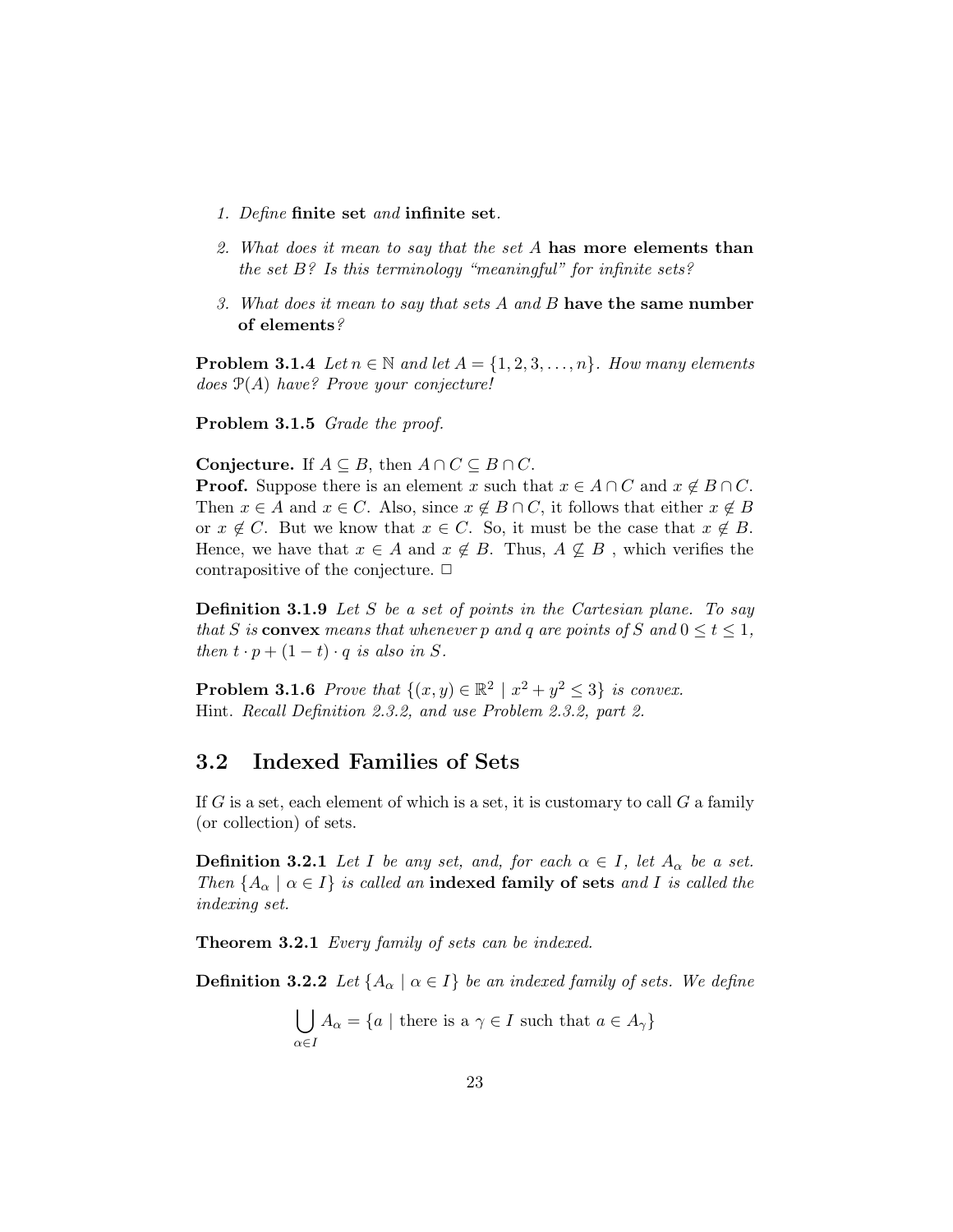1. *Define* **finite set** *and* **infinite set**.

2. *What does it mean to say that the set $A$* **has more elements than** *the set $B$? Is this terminology "meaningful" for infinite sets?*

3. *What does it mean to say that sets $A$ and $B$* **have the same number of elements**?

**Problem 3.1.4** *Let $n \in \mathbb{N}$ and let $A = \{1, 2, 3, \ldots, n\}$. How many elements does $\mathcal{P}(A)$ have? Prove your conjecture!*

**Problem 3.1.5** *Grade the proof.*

**Conjecture.** If $A \subseteq B$, then $A \cap C \subseteq B \cap C$.
**Proof.** Suppose there is an element $x$ such that $x \in A \cap C$ and $x \notin B \cap C$. Then $x \in A$ and $x \in C$. Also, since $x \notin B \cap C$, it follows that either $x \notin B$ or $x \notin C$. But we know that $x \in C$. So, it must be the case that $x \notin B$. Hence, we have that $x \in A$ and $x \notin B$. Thus, $A \not\subseteq B$ , which verifies the contrapositive of the conjecture. □

**Definition 3.1.9** *Let $S$ be a set of points in the Cartesian plane. To say that $S$ is* **convex** *means that whenever $p$ and $q$ are points of $S$ and $0 \leq t \leq 1$, then $t \cdot p + (1 - t) \cdot q$ is also in $S$.*

**Problem 3.1.6** *Prove that $\{(x, y) \in \mathbb{R}^2 \mid x^2 + y^2 \leq 3\}$ is convex.*
Hint. *Recall Definition 2.3.2, and use Problem 2.3.2, part 2.*

## 3.2 Indexed Families of Sets

If $G$ is a set, each element of which is a set, it is customary to call $G$ a family (or collection) of sets.

**Definition 3.2.1** *Let $I$ be any set, and, for each $\alpha \in I$, let $A_\alpha$ be a set. Then $\{A_\alpha \mid \alpha \in I\}$ is called an* **indexed family of sets** *and $I$ is called the indexing set.*

**Theorem 3.2.1** *Every family of sets can be indexed.*

**Definition 3.2.2** *Let $\{A_\alpha \mid \alpha \in I\}$ be an indexed family of sets. We define*

$$\bigcup_{\alpha \in I} A_\alpha = \{a \mid \text{there is a } \gamma \in I \text{ such that } a \in A_\gamma\}$$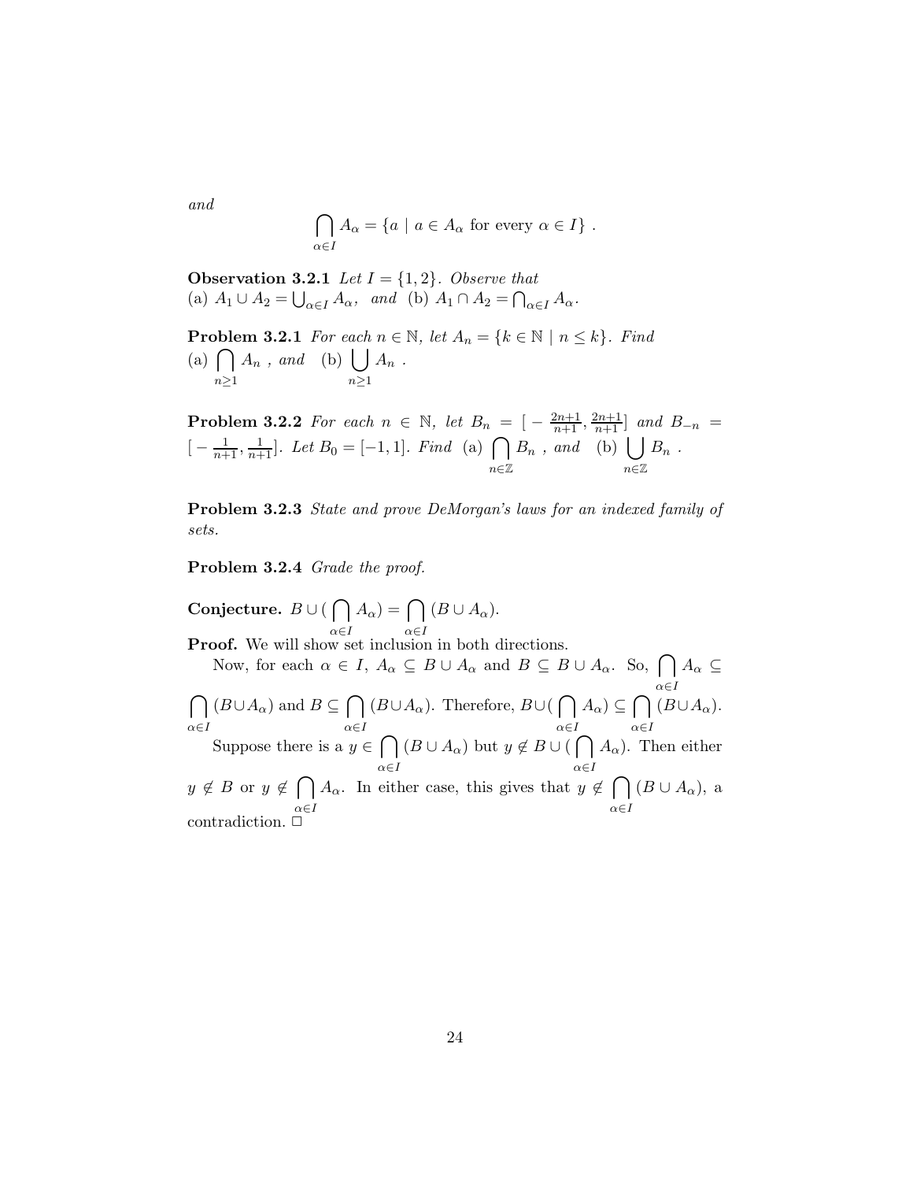*and*

$$\bigcap_{\alpha\in I} A_\alpha = \{a \mid a \in A_\alpha \text{ for every } \alpha \in I\}\ .$$

**Observation 3.2.1** *Let $I = \{1, 2\}$. Observe that*
(a) $A_1 \cup A_2 = \bigcup_{\alpha\in I} A_\alpha$, *and* (b) $A_1 \cap A_2 = \bigcap_{\alpha\in I} A_\alpha$.

**Problem 3.2.1** *For each $n \in \mathbb{N}$, let $A_n = \{k \in \mathbb{N} \mid n \leq k\}$. Find*
(a) $\bigcap_{n\geq 1} A_n$ , *and* (b) $\bigcup_{n\geq 1} A_n$ .

**Problem 3.2.2** *For each $n \in \mathbb{N}$, let $B_n = [-\frac{2n+1}{n+1}, \frac{2n+1}{n+1}]$ and $B_{-n} = [-\frac{1}{n+1}, \frac{1}{n+1}]$. Let $B_0 = [-1, 1]$. Find* (a) $\bigcap_{n\in\mathbb{Z}} B_n$ , *and* (b) $\bigcup_{n\in\mathbb{Z}} B_n$ .

**Problem 3.2.3** *State and prove DeMorgan's laws for an indexed family of sets.*

**Problem 3.2.4** *Grade the proof.*

**Conjecture.** $B \cup (\bigcap_{\alpha\in I} A_\alpha) = \bigcap_{\alpha\in I} (B \cup A_\alpha)$.

**Proof.** We will show set inclusion in both directions.

Now, for each $\alpha \in I$, $A_\alpha \subseteq B \cup A_\alpha$ and $B \subseteq B \cup A_\alpha$. So, $\bigcap_{\alpha\in I} A_\alpha \subseteq \bigcap_{\alpha\in I} (B \cup A_\alpha)$ and $B \subseteq \bigcap_{\alpha\in I} (B \cup A_\alpha)$. Therefore, $B \cup (\bigcap_{\alpha\in I} A_\alpha) \subseteq \bigcap_{\alpha\in I} (B \cup A_\alpha)$.

Suppose there is a $y \in \bigcap_{\alpha\in I} (B \cup A_\alpha)$ but $y \notin B \cup (\bigcap_{\alpha\in I} A_\alpha)$. Then either $y \notin B$ or $y \notin \bigcap_{\alpha\in I} A_\alpha$. In either case, this gives that $y \notin \bigcap_{\alpha\in I} (B \cup A_\alpha)$, a contradiction. □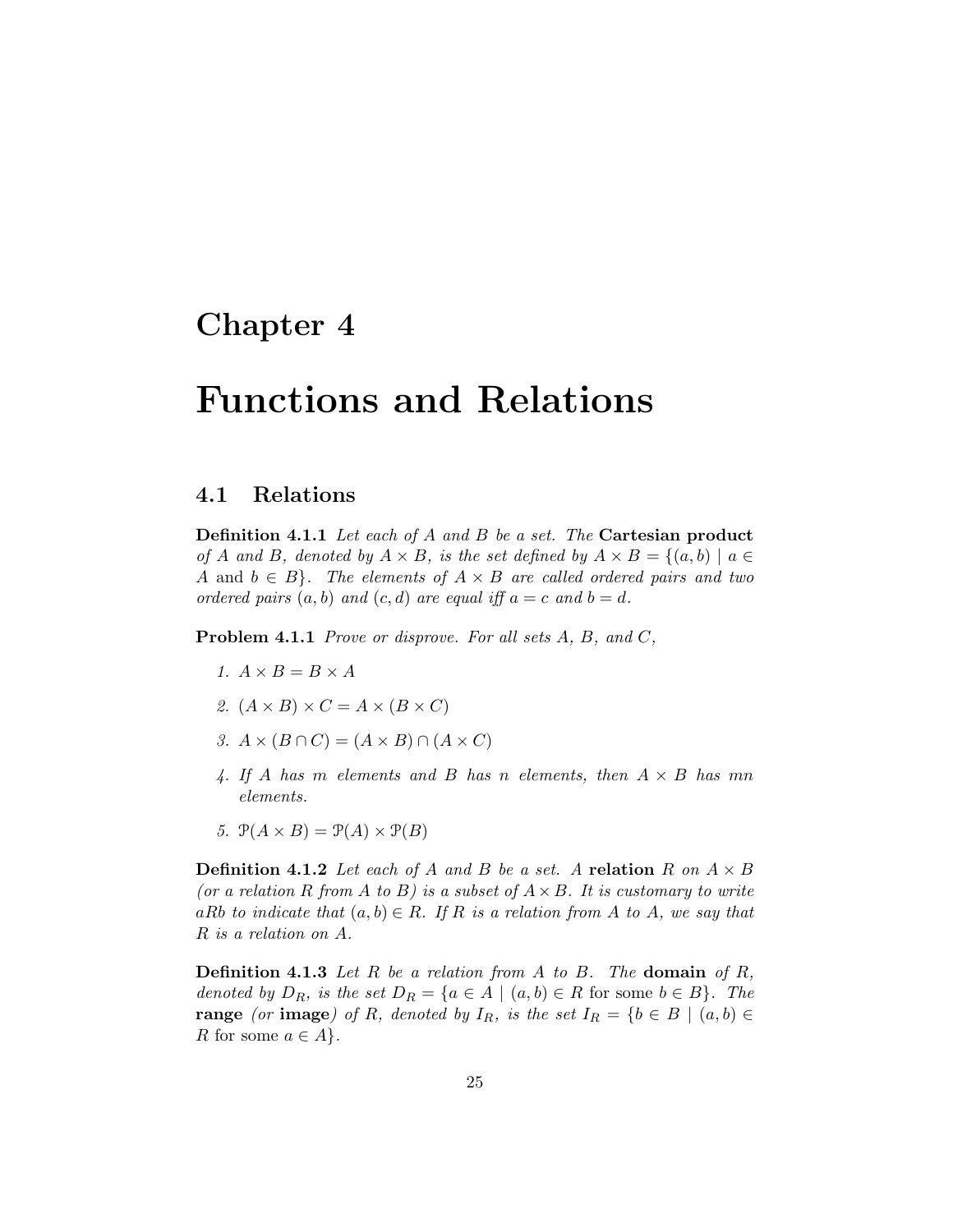# Chapter 4

# Functions and Relations

## 4.1 Relations

**Definition 4.1.1** *Let each of $A$ and $B$ be a set. The* **Cartesian product** *of $A$ and $B$, denoted by $A \times B$, is the set defined by $A \times B = \{(a,b) \mid a \in A \text{ and } b \in B\}$. The elements of $A \times B$ are called ordered pairs and two ordered pairs $(a,b)$ and $(c,d)$ are equal iff $a = c$ and $b = d$.*

**Problem 4.1.1** *Prove or disprove. For all sets $A$, $B$, and $C$,*

1. $A \times B = B \times A$
2. $(A \times B) \times C = A \times (B \times C)$
3. $A \times (B \cap C) = (A \times B) \cap (A \times C)$
4. *If $A$ has $m$ elements and $B$ has $n$ elements, then $A \times B$ has $mn$ elements.*
5. $\mathcal{P}(A \times B) = \mathcal{P}(A) \times \mathcal{P}(B)$

**Definition 4.1.2** *Let each of $A$ and $B$ be a set. A* **relation** *$R$ on $A \times B$ (or a relation $R$ from $A$ to $B$) is a subset of $A \times B$. It is customary to write $aRb$ to indicate that $(a,b) \in R$. If $R$ is a relation from $A$ to $A$, we say that $R$ is a relation on $A$.*

**Definition 4.1.3** *Let $R$ be a relation from $A$ to $B$. The* **domain** *of $R$, denoted by $D_R$, is the set $D_R = \{a \in A \mid (a,b) \in R \text{ for some } b \in B\}$. The* **range** *(or* **image***) of $R$, denoted by $I_R$, is the set $I_R = \{b \in B \mid (a,b) \in R \text{ for some } a \in A\}$.*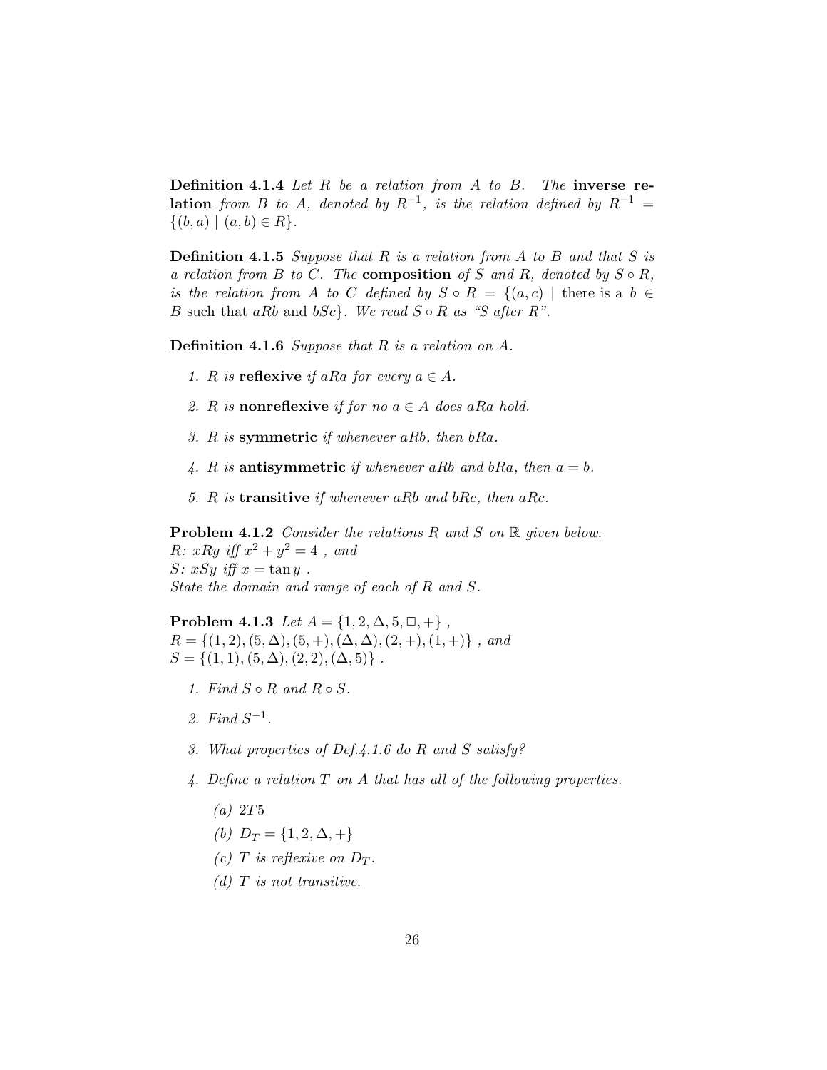**Definition 4.1.4** *Let $R$ be a relation from $A$ to $B$. The* **inverse relation** *from $B$ to $A$, denoted by $R^{-1}$, is the relation defined by $R^{-1} = \{(b, a) \mid (a, b) \in R\}$.*

**Definition 4.1.5** *Suppose that $R$ is a relation from $A$ to $B$ and that $S$ is a relation from $B$ to $C$. The* **composition** *of $S$ and $R$, denoted by $S \circ R$, is the relation from $A$ to $C$ defined by $S \circ R = \{(a, c) \mid \text{there is a } b \in B \text{ such that } aRb \text{ and } bSc\}$. We read $S \circ R$ as "$S$ after $R$".*

**Definition 4.1.6** *Suppose that $R$ is a relation on $A$.*

1. *$R$ is* **reflexive** *if $aRa$ for every $a \in A$.*
2. *$R$ is* **nonreflexive** *if for no $a \in A$ does $aRa$ hold.*
3. *$R$ is* **symmetric** *if whenever $aRb$, then $bRa$.*
4. *$R$ is* **antisymmetric** *if whenever $aRb$ and $bRa$, then $a = b$.*
5. *$R$ is* **transitive** *if whenever $aRb$ and $bRc$, then $aRc$.*

**Problem 4.1.2** *Consider the relations $R$ and $S$ on $\mathbb{R}$ given below.*
*$R$: $xRy$ iff $x^2 + y^2 = 4$ , and*
*$S$: $xSy$ iff $x = \tan y$ .*
*State the domain and range of each of $R$ and $S$.*

**Problem 4.1.3** *Let $A = \{1, 2, \Delta, 5, \Box, +\}$ ,*
*$R = \{(1, 2), (5, \Delta), (5, +), (\Delta, \Delta), (2, +), (1, +)\}$ , and*
*$S = \{(1, 1), (5, \Delta), (2, 2), (\Delta, 5)\}$ .*

1. *Find $S \circ R$ and $R \circ S$.*
2. *Find $S^{-1}$.*
3. *What properties of Def.4.1.6 do $R$ and $S$ satisfy?*
4. *Define a relation $T$ on $A$ that has all of the following properties.*
   - (a) $2T5$
   - (b) $D_T = \{1, 2, \Delta, +\}$
   - (c) *$T$ is reflexive on $D_T$.*
   - (d) *$T$ is not transitive.*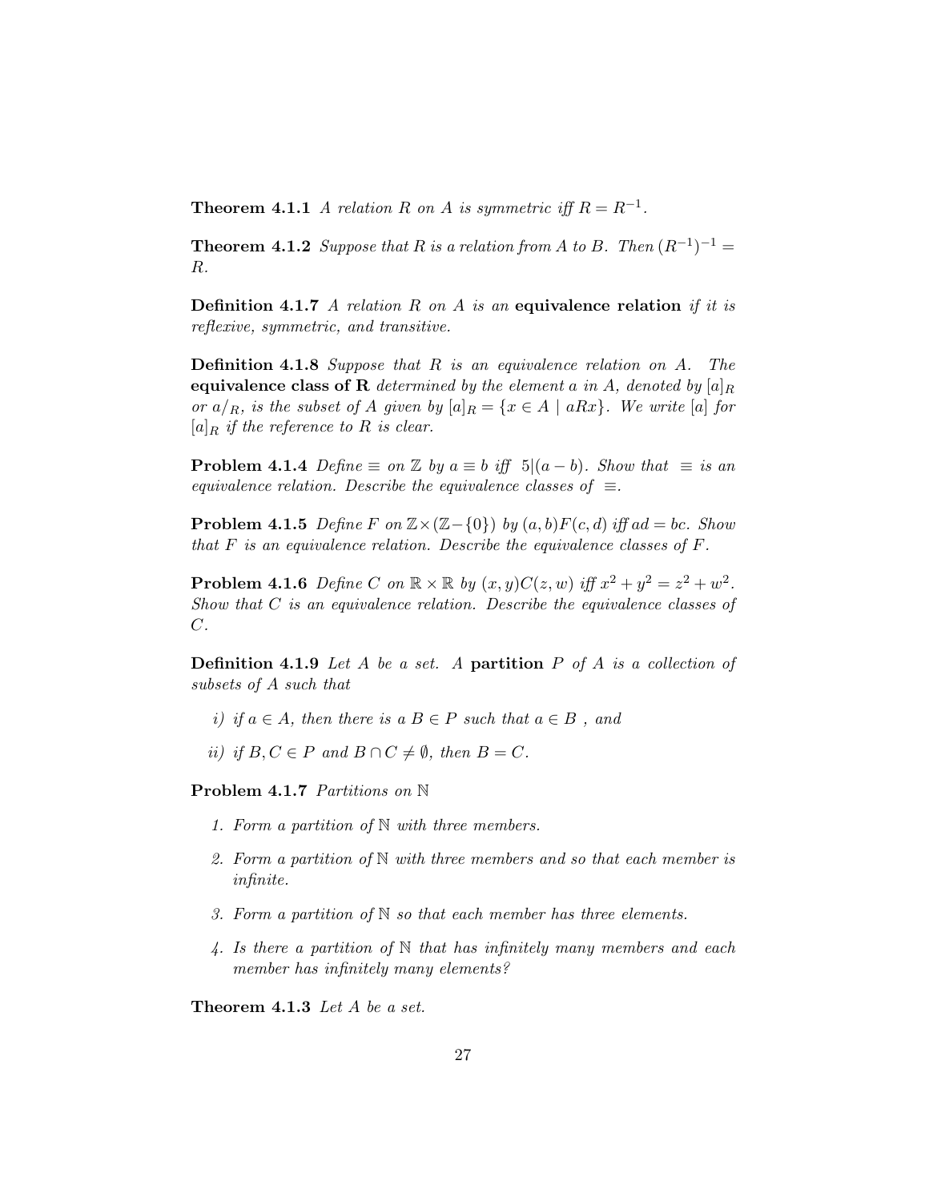**Theorem 4.1.1** *A relation $R$ on $A$ is symmetric iff $R = R^{-1}$.*

**Theorem 4.1.2** *Suppose that $R$ is a relation from $A$ to $B$. Then $(R^{-1})^{-1} = R$.*

**Definition 4.1.7** *A relation $R$ on $A$ is an* **equivalence relation** *if it is reflexive, symmetric, and transitive.*

**Definition 4.1.8** *Suppose that $R$ is an equivalence relation on $A$. The* **equivalence class of R** *determined by the element $a$ in $A$, denoted by $[a]_R$ or $a/_R$, is the subset of $A$ given by $[a]_R = \{x \in A \mid aRx\}$. We write $[a]$ for $[a]_R$ if the reference to $R$ is clear.*

**Problem 4.1.4** *Define $\equiv$ on $\mathbb{Z}$ by $a \equiv b$ iff $5|(a-b)$. Show that $\equiv$ is an equivalence relation. Describe the equivalence classes of $\equiv$.*

**Problem 4.1.5** *Define $F$ on $\mathbb{Z} \times (\mathbb{Z} - \{0\})$ by $(a,b)F(c,d)$ iff $ad = bc$. Show that $F$ is an equivalence relation. Describe the equivalence classes of $F$.*

**Problem 4.1.6** *Define $C$ on $\mathbb{R} \times \mathbb{R}$ by $(x,y)C(z,w)$ iff $x^2 + y^2 = z^2 + w^2$. Show that $C$ is an equivalence relation. Describe the equivalence classes of $C$.*

**Definition 4.1.9** *Let $A$ be a set. A* **partition** *$P$ of $A$ is a collection of subsets of $A$ such that*

*i) if $a \in A$, then there is a $B \in P$ such that $a \in B$ , and*

*ii) if $B, C \in P$ and $B \cap C \neq \emptyset$, then $B = C$.*

**Problem 4.1.7** *Partitions on $\mathbb{N}$*

1. *Form a partition of $\mathbb{N}$ with three members.*
2. *Form a partition of $\mathbb{N}$ with three members and so that each member is infinite.*
3. *Form a partition of $\mathbb{N}$ so that each member has three elements.*
4. *Is there a partition of $\mathbb{N}$ that has infinitely many members and each member has infinitely many elements?*

**Theorem 4.1.3** *Let $A$ be a set.*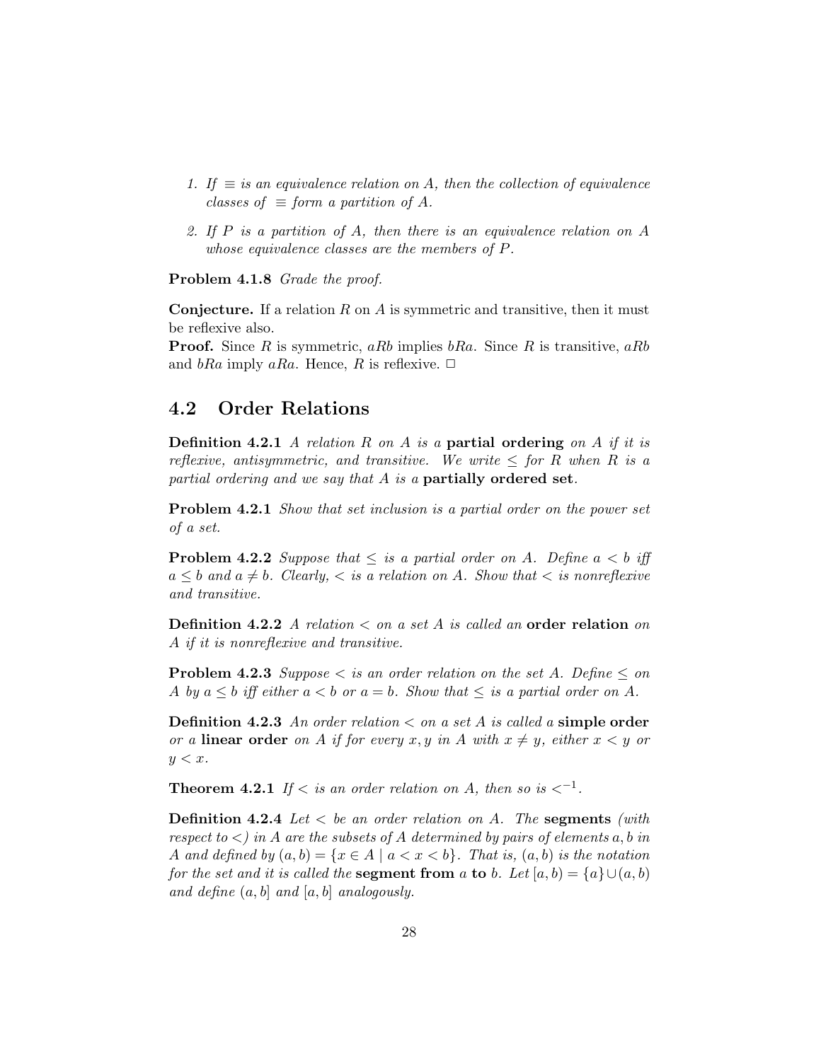1. *If $\equiv$ is an equivalence relation on $A$, then the collection of equivalence classes of $\equiv$ form a partition of $A$.*

2. *If $P$ is a partition of $A$, then there is an equivalence relation on $A$ whose equivalence classes are the members of $P$.*

**Problem 4.1.8** *Grade the proof.*

**Conjecture.** If a relation $R$ on $A$ is symmetric and transitive, then it must be reflexive also.
**Proof.** Since $R$ is symmetric, $aRb$ implies $bRa$. Since $R$ is transitive, $aRb$ and $bRa$ imply $aRa$. Hence, $R$ is reflexive. □

## 4.2 Order Relations

**Definition 4.2.1** *A relation $R$ on $A$ is a* **partial ordering** *on $A$ if it is reflexive, antisymmetric, and transitive. We write $\leq$ for $R$ when $R$ is a partial ordering and we say that $A$ is a* **partially ordered set**.

**Problem 4.2.1** *Show that set inclusion is a partial order on the power set of a set.*

**Problem 4.2.2** *Suppose that $\leq$ is a partial order on $A$. Define $a < b$ iff $a \leq b$ and $a \neq b$. Clearly, $<$ is a relation on $A$. Show that $<$ is nonreflexive and transitive.*

**Definition 4.2.2** *A relation $<$ on a set $A$ is called an* **order relation** *on $A$ if it is nonreflexive and transitive.*

**Problem 4.2.3** *Suppose $<$ is an order relation on the set $A$. Define $\leq$ on $A$ by $a \leq b$ iff either $a < b$ or $a = b$. Show that $\leq$ is a partial order on $A$.*

**Definition 4.2.3** *An order relation $<$ on a set $A$ is called a* **simple order** *or a* **linear order** *on $A$ if for every $x, y$ in $A$ with $x \neq y$, either $x < y$ or $y < x$.*

**Theorem 4.2.1** *If $<$ is an order relation on $A$, then so is $<^{-1}$.*

**Definition 4.2.4** *Let $<$ be an order relation on $A$. The* **segments** *(with respect to $<$) in $A$ are the subsets of $A$ determined by pairs of elements $a, b$ in $A$ and defined by $(a, b) = \{x \in A \mid a < x < b\}$. That is, $(a, b)$ is the notation for the set and it is called the* **segment from** $a$ **to** $b$. *Let $[a, b) = \{a\} \cup (a, b)$ and define $(a, b]$ and $[a, b]$ analogously.*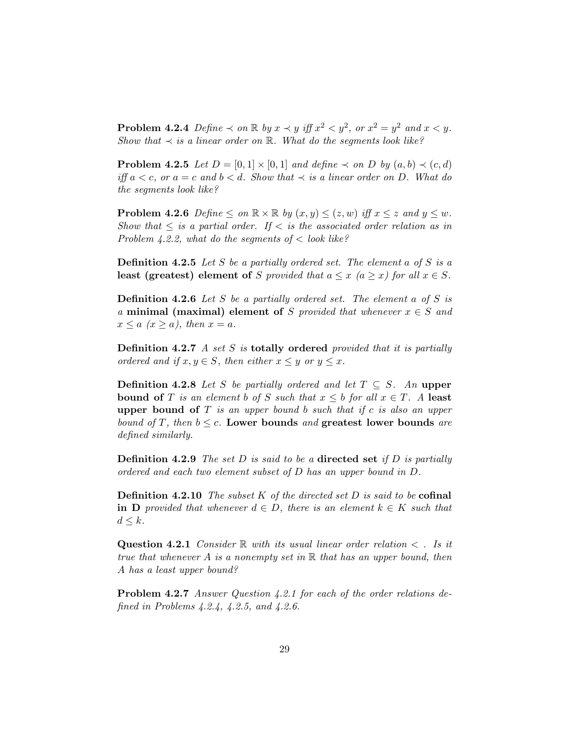**Problem 4.2.4** *Define $\prec$ on $\mathbb{R}$ by $x \prec y$ iff $x^2 < y^2$, or $x^2 = y^2$ and $x < y$. Show that $\prec$ is a linear order on $\mathbb{R}$. What do the segments look like?*

**Problem 4.2.5** *Let $D = [0, 1] \times [0, 1]$ and define $\prec$ on $D$ by $(a, b) \prec (c, d)$ iff $a < c$, or $a = c$ and $b < d$. Show that $\prec$ is a linear order on $D$. What do the segments look like?*

**Problem 4.2.6** *Define $\leq$ on $\mathbb{R} \times \mathbb{R}$ by $(x, y) \leq (z, w)$ iff $x \leq z$ and $y \leq w$. Show that $\leq$ is a partial order. If $<$ is the associated order relation as in Problem 4.2.2, what do the segments of $<$ look like?*

**Definition 4.2.5** *Let $S$ be a partially ordered set. The element $a$ of $S$ is a* **least (greatest) element of** *$S$ provided that $a \leq x$ ($a \geq x$) for all $x \in S$.*

**Definition 4.2.6** *Let $S$ be a partially ordered set. The element $a$ of $S$ is a* **minimal (maximal) element of** *$S$ provided that whenever $x \in S$ and $x \leq a$ ($x \geq a$), then $x = a$.*

**Definition 4.2.7** *A set $S$ is* **totally ordered** *provided that it is partially ordered and if $x, y \in S$, then either $x \leq y$ or $y \leq x$.*

**Definition 4.2.8** *Let $S$ be partially ordered and let $T \subseteq S$. An* **upper bound of** *$T$ is an element $b$ of $S$ such that $x \leq b$ for all $x \in T$. A* **least upper bound of** *$T$ is an upper bound $b$ such that if $c$ is also an upper bound of $T$, then $b \leq c$.* **Lower bounds** *and* **greatest lower bounds** *are defined similarly.*

**Definition 4.2.9** *The set $D$ is said to be a* **directed set** *if $D$ is partially ordered and each two element subset of $D$ has an upper bound in $D$.*

**Definition 4.2.10** *The subset $K$ of the directed set $D$ is said to be* **cofinal in D** *provided that whenever $d \in D$, there is an element $k \in K$ such that $d \leq k$.*

**Question 4.2.1** *Consider $\mathbb{R}$ with its usual linear order relation $<$ . Is it true that whenever $A$ is a nonempty set in $\mathbb{R}$ that has an upper bound, then $A$ has a least upper bound?*

**Problem 4.2.7** *Answer Question 4.2.1 for each of the order relations defined in Problems 4.2.4, 4.2.5, and 4.2.6.*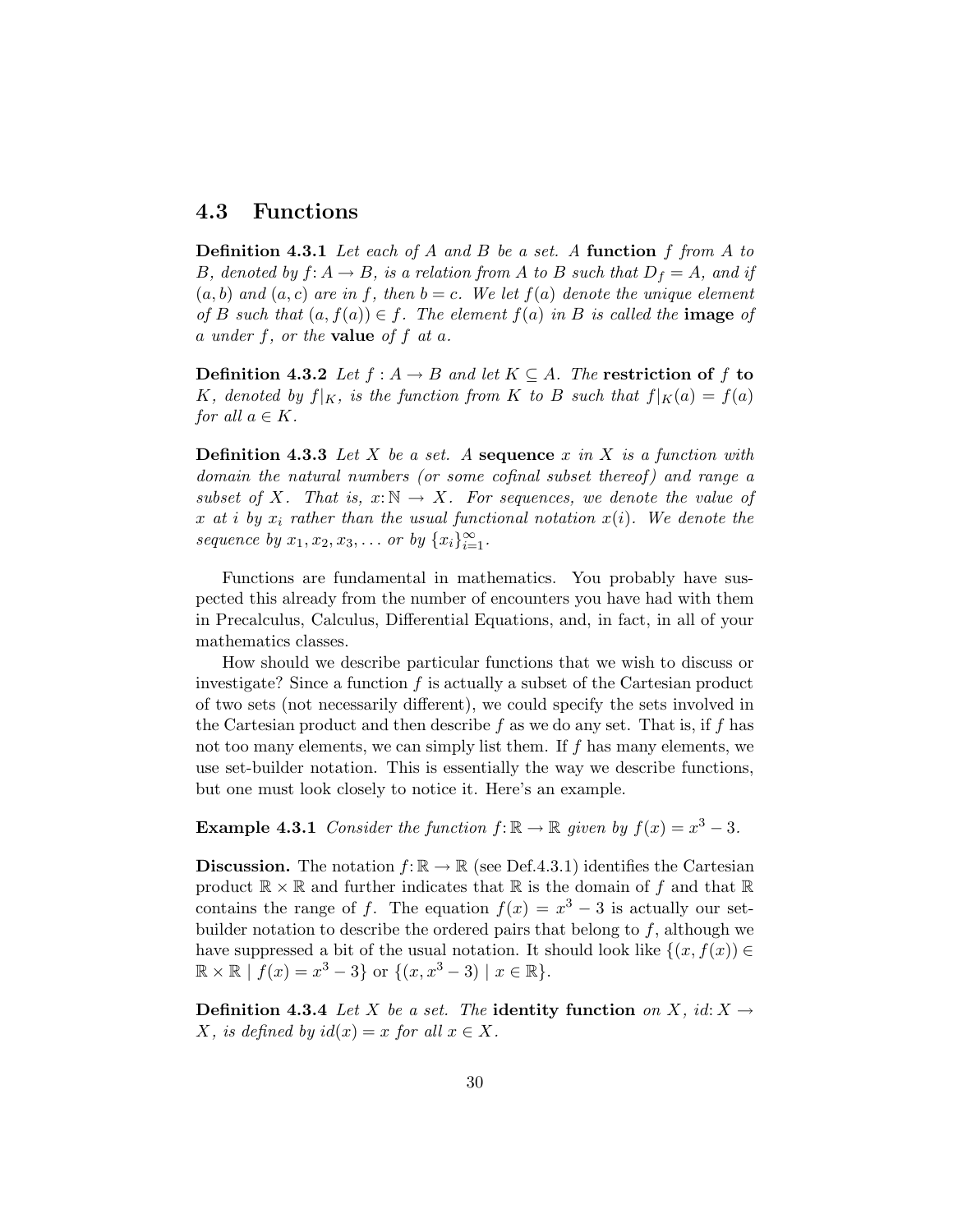## 4.3 Functions

**Definition 4.3.1** *Let each of $A$ and $B$ be a set. A* **function** *$f$ from $A$ to $B$, denoted by $f\colon A \to B$, is a relation from $A$ to $B$ such that $D_f = A$, and if $(a,b)$ and $(a,c)$ are in $f$, then $b = c$. We let $f(a)$ denote the unique element of $B$ such that $(a, f(a)) \in f$. The element $f(a)$ in $B$ is called the* **image** *of $a$ under $f$, or the* **value** *of $f$ at $a$.*

**Definition 4.3.2** *Let $f : A \to B$ and let $K \subseteq A$. The* **restriction of** *$f$* **to** *$K$, denoted by $f|_K$, is the function from $K$ to $B$ such that $f|_K(a) = f(a)$ for all $a \in K$.*

**Definition 4.3.3** *Let $X$ be a set. A* **sequence** *$x$ in $X$ is a function with domain the natural numbers (or some cofinal subset thereof) and range a subset of $X$. That is, $x\colon \mathbb{N} \to X$. For sequences, we denote the value of $x$ at $i$ by $x_i$ rather than the usual functional notation $x(i)$. We denote the sequence by $x_1, x_2, x_3, \ldots$ or by $\{x_i\}_{i=1}^{\infty}$.*

Functions are fundamental in mathematics. You probably have suspected this already from the number of encounters you have had with them in Precalculus, Calculus, Differential Equations, and, in fact, in all of your mathematics classes.

How should we describe particular functions that we wish to discuss or investigate? Since a function $f$ is actually a subset of the Cartesian product of two sets (not necessarily different), we could specify the sets involved in the Cartesian product and then describe $f$ as we do any set. That is, if $f$ has not too many elements, we can simply list them. If $f$ has many elements, we use set-builder notation. This is essentially the way we describe functions, but one must look closely to notice it. Here's an example.

**Example 4.3.1** *Consider the function $f\colon \mathbb{R} \to \mathbb{R}$ given by $f(x) = x^3 - 3$.*

**Discussion.** The notation $f\colon \mathbb{R} \to \mathbb{R}$ (see Def.4.3.1) identifies the Cartesian product $\mathbb{R} \times \mathbb{R}$ and further indicates that $\mathbb{R}$ is the domain of $f$ and that $\mathbb{R}$ contains the range of $f$. The equation $f(x) = x^3 - 3$ is actually our set-builder notation to describe the ordered pairs that belong to $f$, although we have suppressed a bit of the usual notation. It should look like $\{(x, f(x)) \in \mathbb{R} \times \mathbb{R} \mid f(x) = x^3 - 3\}$ or $\{(x, x^3 - 3) \mid x \in \mathbb{R}\}$.

**Definition 4.3.4** *Let $X$ be a set. The* **identity function** *on $X$, $id\colon X \to X$, is defined by $id(x) = x$ for all $x \in X$.*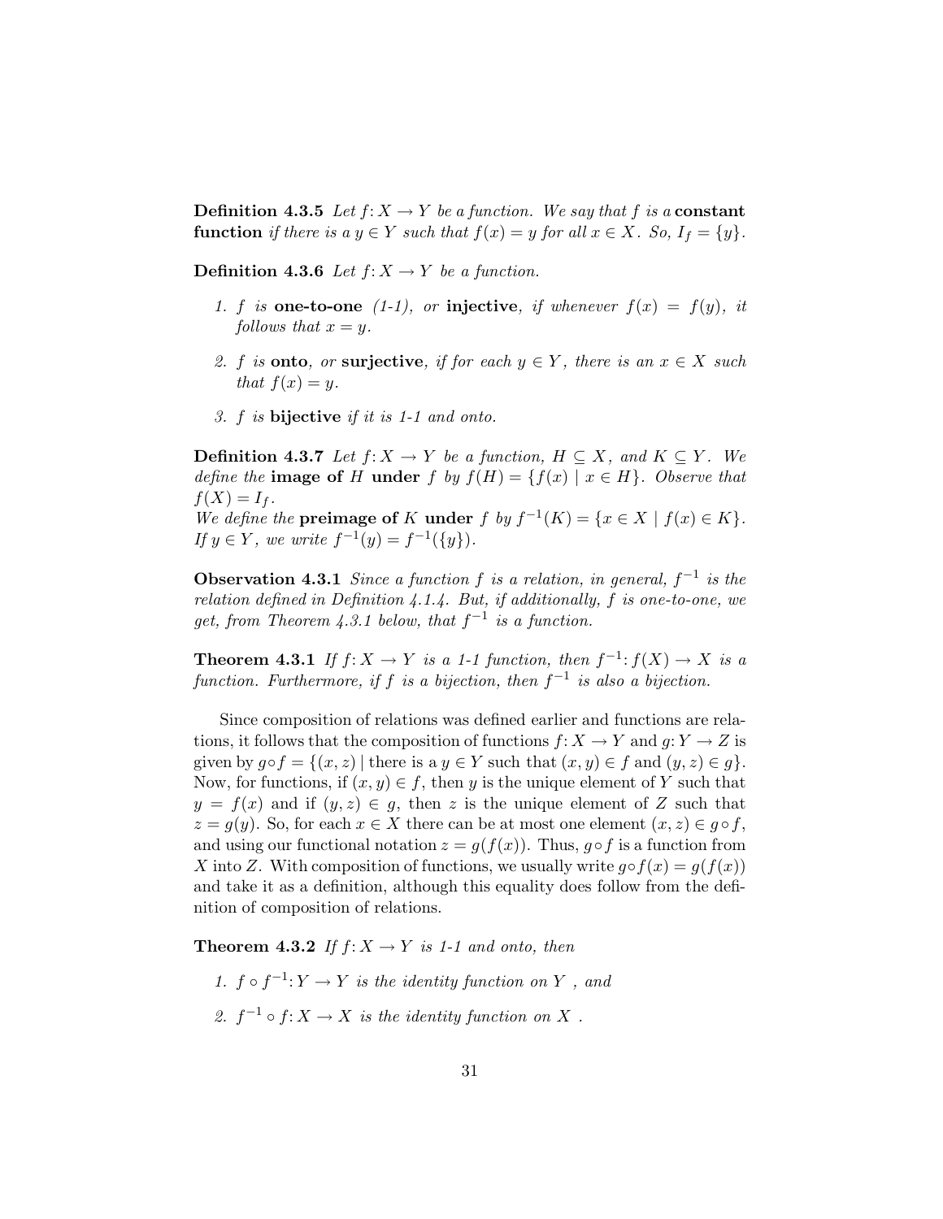**Definition 4.3.5** *Let $f\colon X \to Y$ be a function. We say that $f$ is a* **constant function** *if there is a $y \in Y$ such that $f(x) = y$ for all $x \in X$. So, $I_f = \{y\}$.*

**Definition 4.3.6** *Let $f\colon X \to Y$ be a function.*

1. *$f$ is* **one-to-one** *(1-1), or* **injective***, if whenever $f(x) = f(y)$, it follows that $x = y$.*

2. *$f$ is* **onto***, or* **surjective***, if for each $y \in Y$, there is an $x \in X$ such that $f(x) = y$.*

3. *$f$ is* **bijective** *if it is 1-1 and onto.*

**Definition 4.3.7** *Let $f\colon X \to Y$ be a function, $H \subseteq X$, and $K \subseteq Y$. We define the* **image of** *$H$* **under** *$f$ by $f(H) = \{f(x) \mid x \in H\}$. Observe that $f(X) = I_f$.*
*We define the* **preimage of** *$K$* **under** *$f$ by $f^{-1}(K) = \{x \in X \mid f(x) \in K\}$. If $y \in Y$, we write $f^{-1}(y) = f^{-1}(\{y\})$.*

**Observation 4.3.1** *Since a function $f$ is a relation, in general, $f^{-1}$ is the relation defined in Definition 4.1.4. But, if additionally, $f$ is one-to-one, we get, from Theorem 4.3.1 below, that $f^{-1}$ is a function.*

**Theorem 4.3.1** *If $f\colon X \to Y$ is a 1-1 function, then $f^{-1}\colon f(X) \to X$ is a function. Furthermore, if $f$ is a bijection, then $f^{-1}$ is also a bijection.*

Since composition of relations was defined earlier and functions are relations, it follows that the composition of functions $f\colon X \to Y$ and $g\colon Y \to Z$ is given by $g \circ f = \{(x, z) \mid \text{there is a } y \in Y \text{ such that } (x, y) \in f \text{ and } (y, z) \in g\}$. Now, for functions, if $(x, y) \in f$, then $y$ is the unique element of $Y$ such that $y = f(x)$ and if $(y, z) \in g$, then $z$ is the unique element of $Z$ such that $z = g(y)$. So, for each $x \in X$ there can be at most one element $(x, z) \in g \circ f$, and using our functional notation $z = g(f(x))$. Thus, $g \circ f$ is a function from $X$ into $Z$. With composition of functions, we usually write $g \circ f(x) = g(f(x))$ and take it as a definition, although this equality does follow from the definition of composition of relations.

**Theorem 4.3.2** *If $f\colon X \to Y$ is 1-1 and onto, then*

1. *$f \circ f^{-1}\colon Y \to Y$ is the identity function on $Y$ , and*

2. *$f^{-1} \circ f\colon X \to X$ is the identity function on $X$ .*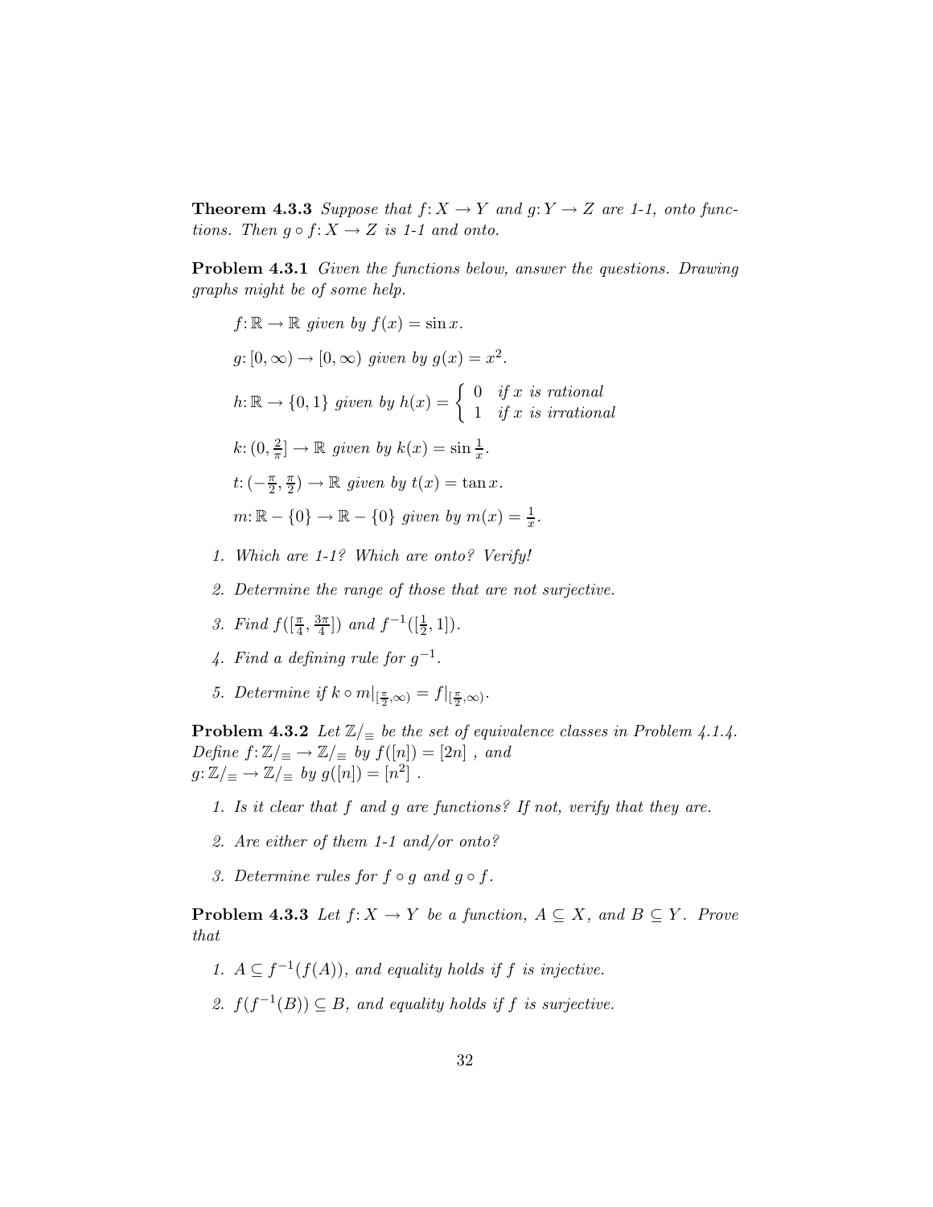**Theorem 4.3.3** *Suppose that $f\colon X \to Y$ and $g\colon Y \to Z$ are 1-1, onto functions. Then $g \circ f\colon X \to Z$ is 1-1 and onto.*

**Problem 4.3.1** *Given the functions below, answer the questions. Drawing graphs might be of some help.*

> $f\colon \mathbb{R} \to \mathbb{R}$ *given by* $f(x) = \sin x$.
>
> $g\colon [0, \infty) \to [0, \infty)$ *given by* $g(x) = x^2$.
>
> $h\colon \mathbb{R} \to \{0, 1\}$ *given by* $h(x) = \begin{cases} 0 & \text{if } x \text{ is rational} \\ 1 & \text{if } x \text{ is irrational} \end{cases}$
>
> $k\colon (0, \frac{2}{\pi}] \to \mathbb{R}$ *given by* $k(x) = \sin \frac{1}{x}$.
>
> $t\colon (-\frac{\pi}{2}, \frac{\pi}{2}) \to \mathbb{R}$ *given by* $t(x) = \tan x$.
>
> $m\colon \mathbb{R} - \{0\} \to \mathbb{R} - \{0\}$ *given by* $m(x) = \frac{1}{x}$.

1. *Which are 1-1? Which are onto? Verify!*
2. *Determine the range of those that are not surjective.*
3. *Find* $f([\frac{\pi}{4}, \frac{3\pi}{4}])$ *and* $f^{-1}([\frac{1}{2}, 1])$.
4. *Find a defining rule for* $g^{-1}$.
5. *Determine if* $k \circ m|_{[\frac{\pi}{2}, \infty)} = f|_{[\frac{\pi}{2}, \infty)}$.

**Problem 4.3.2** *Let $\mathbb{Z}/_{\equiv}$ be the set of equivalence classes in Problem 4.1.4. Define $f\colon \mathbb{Z}/_{\equiv} \to \mathbb{Z}/_{\equiv}$ by $f([n]) = [2n]$ , and $g\colon \mathbb{Z}/_{\equiv} \to \mathbb{Z}/_{\equiv}$ by $g([n]) = [n^2]$ .*

1. *Is it clear that $f$ and $g$ are functions? If not, verify that they are.*
2. *Are either of them 1-1 and/or onto?*
3. *Determine rules for $f \circ g$ and $g \circ f$.*

**Problem 4.3.3** *Let $f\colon X \to Y$ be a function, $A \subseteq X$, and $B \subseteq Y$. Prove that*

1. $A \subseteq f^{-1}(f(A))$*, and equality holds if $f$ is injective.*
2. $f(f^{-1}(B)) \subseteq B$*, and equality holds if $f$ is surjective.*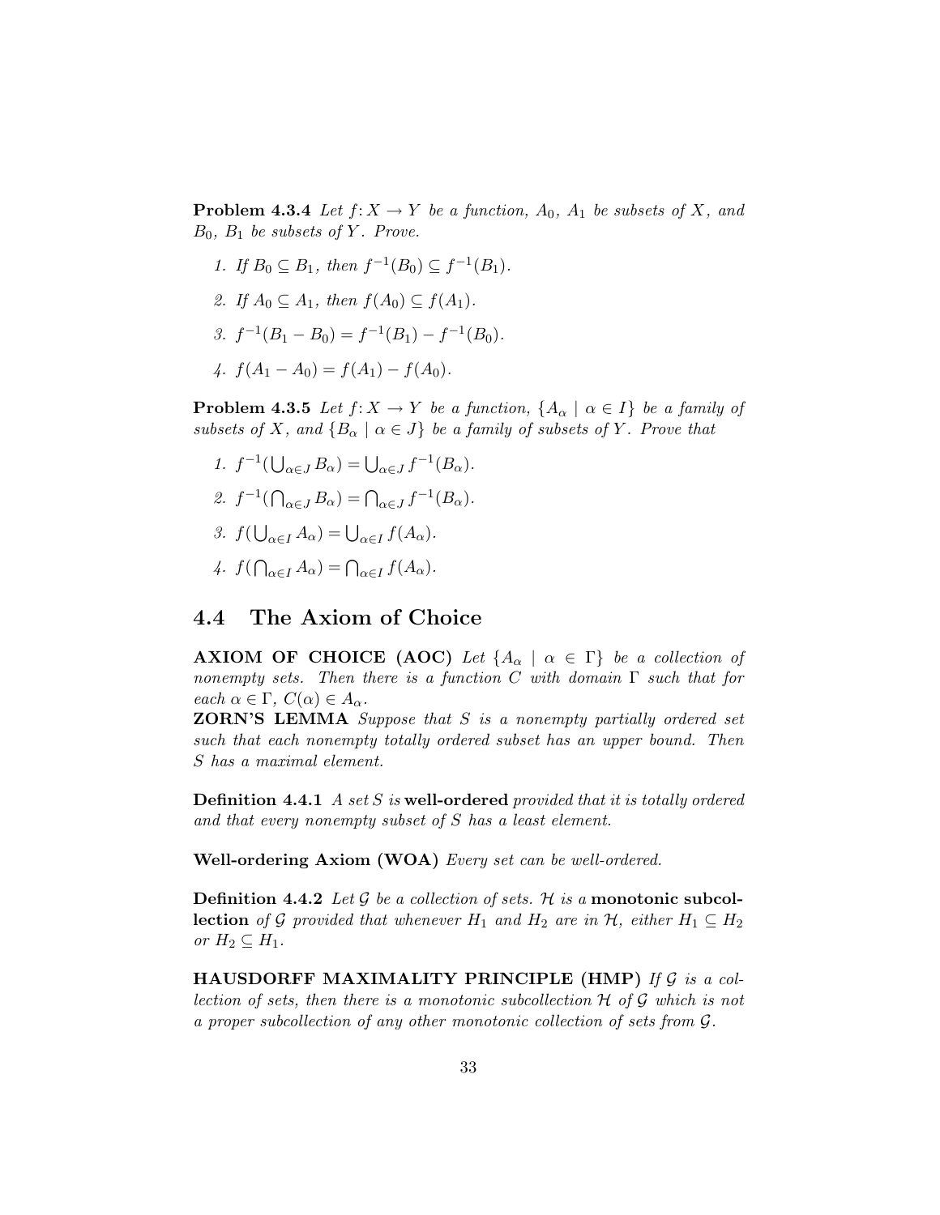**Problem 4.3.4** *Let $f\colon X \to Y$ be a function, $A_0$, $A_1$ be subsets of $X$, and $B_0$, $B_1$ be subsets of $Y$. Prove.*

1. *If $B_0 \subseteq B_1$, then $f^{-1}(B_0) \subseteq f^{-1}(B_1)$.*
2. *If $A_0 \subseteq A_1$, then $f(A_0) \subseteq f(A_1)$.*
3. *$f^{-1}(B_1 - B_0) = f^{-1}(B_1) - f^{-1}(B_0)$.*
4. *$f(A_1 - A_0) = f(A_1) - f(A_0)$.*

**Problem 4.3.5** *Let $f\colon X \to Y$ be a function, $\{A_\alpha \mid \alpha \in I\}$ be a family of subsets of $X$, and $\{B_\alpha \mid \alpha \in J\}$ be a family of subsets of $Y$. Prove that*

1. *$f^{-1}(\bigcup_{\alpha \in J} B_\alpha) = \bigcup_{\alpha \in J} f^{-1}(B_\alpha)$.*
2. *$f^{-1}(\bigcap_{\alpha \in J} B_\alpha) = \bigcap_{\alpha \in J} f^{-1}(B_\alpha)$.*
3. *$f(\bigcup_{\alpha \in I} A_\alpha) = \bigcup_{\alpha \in I} f(A_\alpha)$.*
4. *$f(\bigcap_{\alpha \in I} A_\alpha) = \bigcap_{\alpha \in I} f(A_\alpha)$.*

## 4.4 The Axiom of Choice

**AXIOM OF CHOICE (AOC)** *Let $\{A_\alpha \mid \alpha \in \Gamma\}$ be a collection of nonempty sets. Then there is a function $C$ with domain $\Gamma$ such that for each $\alpha \in \Gamma$, $C(\alpha) \in A_\alpha$.*

**ZORN'S LEMMA** *Suppose that $S$ is a nonempty partially ordered set such that each nonempty totally ordered subset has an upper bound. Then $S$ has a maximal element.*

**Definition 4.4.1** *A set $S$ is* **well-ordered** *provided that it is totally ordered and that every nonempty subset of $S$ has a least element.*

**Well-ordering Axiom (WOA)** *Every set can be well-ordered.*

**Definition 4.4.2** *Let $\mathcal{G}$ be a collection of sets. $\mathcal{H}$ is a* **monotonic subcollection** *of $\mathcal{G}$ provided that whenever $H_1$ and $H_2$ are in $\mathcal{H}$, either $H_1 \subseteq H_2$ or $H_2 \subseteq H_1$.*

**HAUSDORFF MAXIMALITY PRINCIPLE (HMP)** *If $\mathcal{G}$ is a collection of sets, then there is a monotonic subcollection $\mathcal{H}$ of $\mathcal{G}$ which is not a proper subcollection of any other monotonic collection of sets from $\mathcal{G}$.*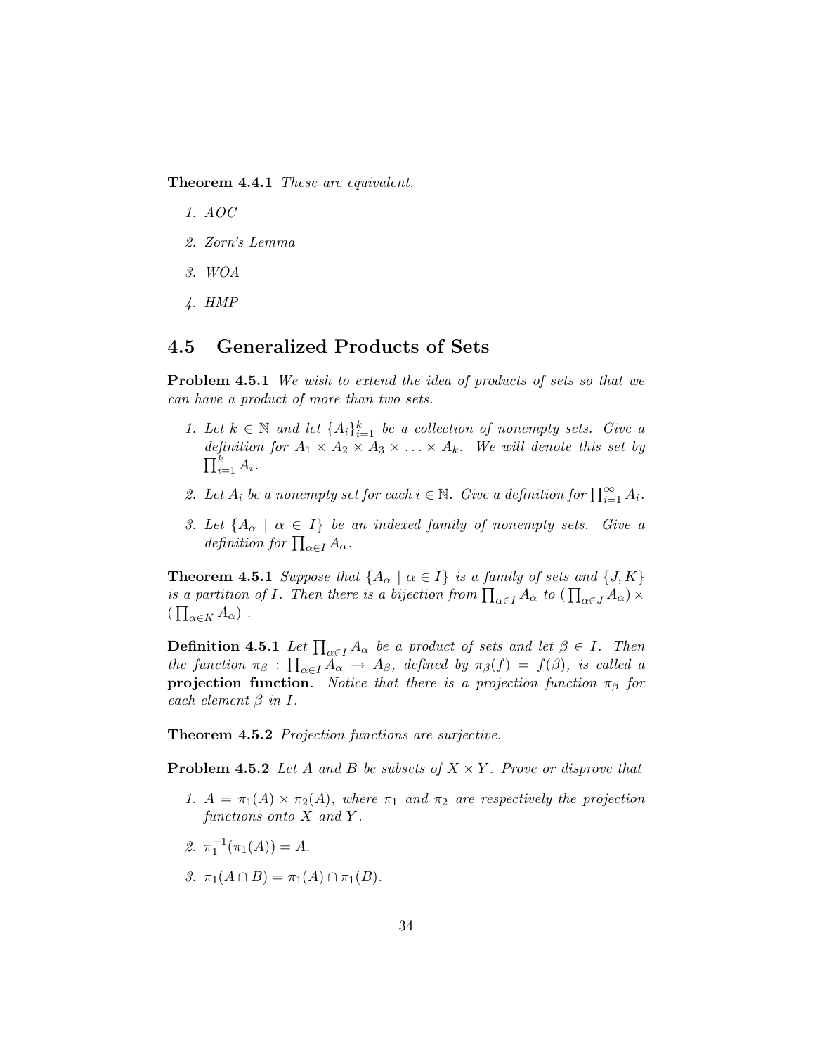**Theorem 4.4.1** *These are equivalent.*

1. *AOC*
2. *Zorn's Lemma*
3. *WOA*
4. *HMP*

## 4.5 Generalized Products of Sets

**Problem 4.5.1** *We wish to extend the idea of products of sets so that we can have a product of more than two sets.*

1. *Let $k \in \mathbb{N}$ and let $\{A_i\}_{i=1}^{k}$ be a collection of nonempty sets. Give a definition for $A_1 \times A_2 \times A_3 \times \ldots \times A_k$. We will denote this set by $\prod_{i=1}^{k} A_i$.*
2. *Let $A_i$ be a nonempty set for each $i \in \mathbb{N}$. Give a definition for $\prod_{i=1}^{\infty} A_i$.*
3. *Let $\{A_\alpha \mid \alpha \in I\}$ be an indexed family of nonempty sets. Give a definition for $\prod_{\alpha \in I} A_\alpha$.*

**Theorem 4.5.1** *Suppose that $\{A_\alpha \mid \alpha \in I\}$ is a family of sets and $\{J, K\}$ is a partition of $I$. Then there is a bijection from $\prod_{\alpha \in I} A_\alpha$ to $\left(\prod_{\alpha \in J} A_\alpha\right) \times \left(\prod_{\alpha \in K} A_\alpha\right)$ .*

**Definition 4.5.1** *Let $\prod_{\alpha \in I} A_\alpha$ be a product of sets and let $\beta \in I$. Then the function $\pi_\beta : \prod_{\alpha \in I} A_\alpha \to A_\beta$, defined by $\pi_\beta(f) = f(\beta)$, is called a* **projection function**. *Notice that there is a projection function $\pi_\beta$ for each element $\beta$ in $I$.*

**Theorem 4.5.2** *Projection functions are surjective.*

**Problem 4.5.2** *Let $A$ and $B$ be subsets of $X \times Y$. Prove or disprove that*

1. *$A = \pi_1(A) \times \pi_2(A)$, where $\pi_1$ and $\pi_2$ are respectively the projection functions onto $X$ and $Y$.*
2. *$\pi_1^{-1}(\pi_1(A)) = A$.*
3. *$\pi_1(A \cap B) = \pi_1(A) \cap \pi_1(B)$.*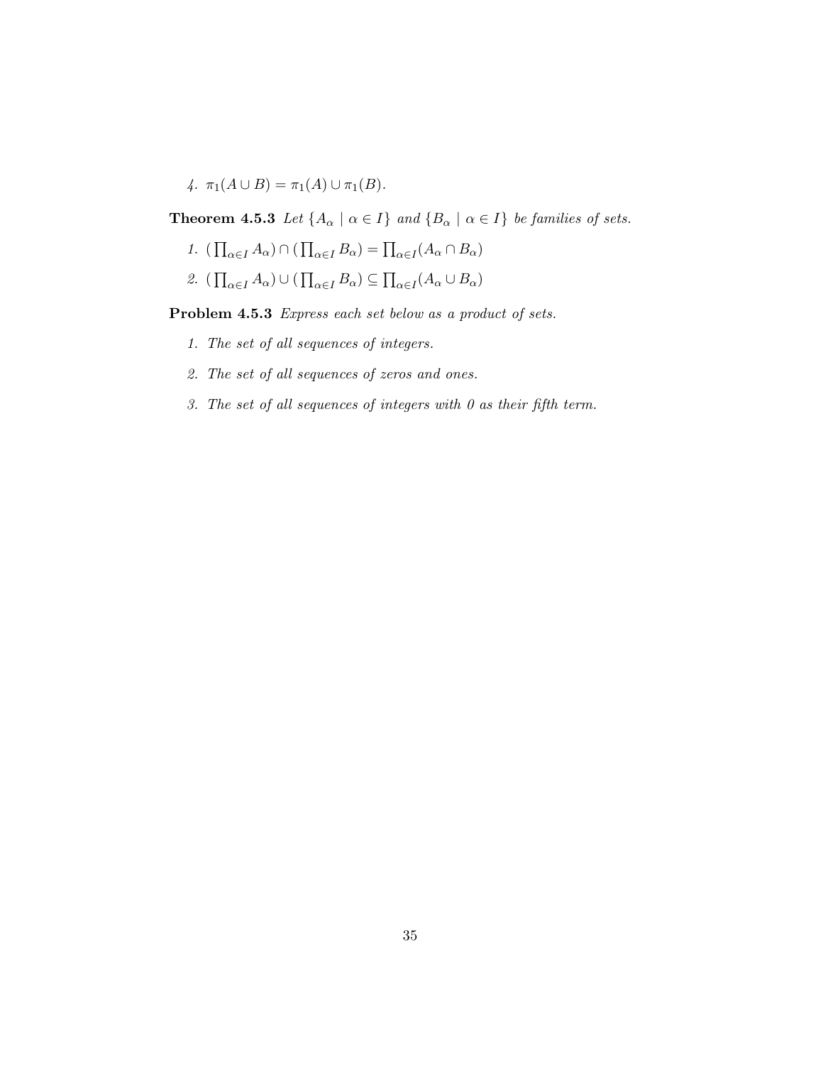4. $\pi_1(A \cup B) = \pi_1(A) \cup \pi_1(B)$.

**Theorem 4.5.3** *Let $\{A_\alpha \mid \alpha \in I\}$ and $\{B_\alpha \mid \alpha \in I\}$ be families of sets.*

1. $(\prod_{\alpha \in I} A_\alpha) \cap (\prod_{\alpha \in I} B_\alpha) = \prod_{\alpha \in I}(A_\alpha \cap B_\alpha)$
2. $(\prod_{\alpha \in I} A_\alpha) \cup (\prod_{\alpha \in I} B_\alpha) \subseteq \prod_{\alpha \in I}(A_\alpha \cup B_\alpha)$

**Problem 4.5.3** *Express each set below as a product of sets.*

1. *The set of all sequences of integers.*
2. *The set of all sequences of zeros and ones.*
3. *The set of all sequences of integers with 0 as their fifth term.*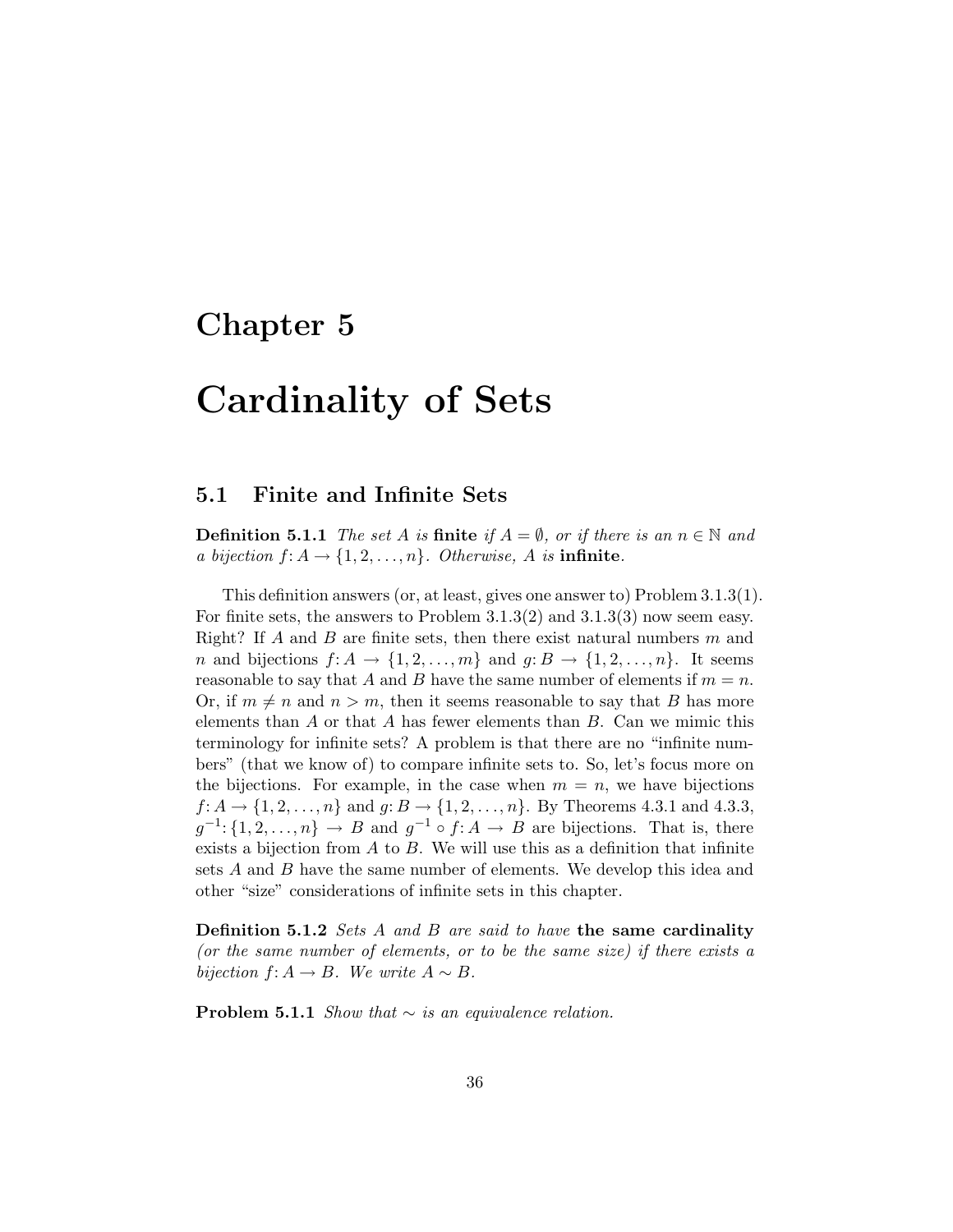# Chapter 5

# Cardinality of Sets

## 5.1 Finite and Infinite Sets

**Definition 5.1.1** *The set $A$ is* **finite** *if $A = \emptyset$, or if there is an $n \in \mathbb{N}$ and a bijection $f: A \to \{1, 2, \ldots, n\}$. Otherwise, $A$ is* **infinite**.

This definition answers (or, at least, gives one answer to) Problem 3.1.3(1). For finite sets, the answers to Problem 3.1.3(2) and 3.1.3(3) now seem easy. Right? If $A$ and $B$ are finite sets, then there exist natural numbers $m$ and $n$ and bijections $f: A \to \{1, 2, \ldots, m\}$ and $g: B \to \{1, 2, \ldots, n\}$. It seems reasonable to say that $A$ and $B$ have the same number of elements if $m = n$. Or, if $m \neq n$ and $n > m$, then it seems reasonable to say that $B$ has more elements than $A$ or that $A$ has fewer elements than $B$. Can we mimic this terminology for infinite sets? A problem is that there are no "infinite numbers" (that we know of) to compare infinite sets to. So, let's focus more on the bijections. For example, in the case when $m = n$, we have bijections $f: A \to \{1, 2, \ldots, n\}$ and $g: B \to \{1, 2, \ldots, n\}$. By Theorems 4.3.1 and 4.3.3, $g^{-1}: \{1, 2, \ldots, n\} \to B$ and $g^{-1} \circ f: A \to B$ are bijections. That is, there exists a bijection from $A$ to $B$. We will use this as a definition that infinite sets $A$ and $B$ have the same number of elements. We develop this idea and other "size" considerations of infinite sets in this chapter.

**Definition 5.1.2** *Sets $A$ and $B$ are said to have* **the same cardinality** *(or the same number of elements, or to be the same size) if there exists a bijection $f: A \to B$. We write $A \sim B$.*

**Problem 5.1.1** *Show that $\sim$ is an equivalence relation.*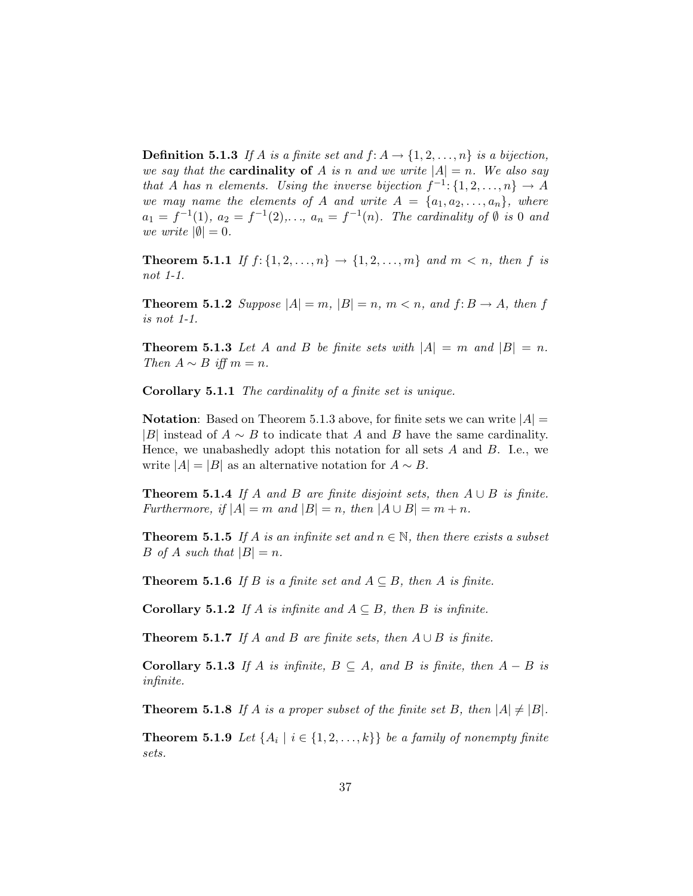**Definition 5.1.3** *If $A$ is a finite set and $f\colon A \to \{1, 2, \ldots, n\}$ is a bijection, we say that the* **cardinality of** *$A$ is $n$ and we write $|A| = n$. We also say that $A$ has $n$ elements. Using the inverse bijection $f^{-1}\colon \{1, 2, \ldots, n\} \to A$ we may name the elements of $A$ and write $A = \{a_1, a_2, \ldots, a_n\}$, where $a_1 = f^{-1}(1)$, $a_2 = f^{-1}(2)$,..., $a_n = f^{-1}(n)$. The cardinality of $\emptyset$ is 0 and we write $|\emptyset| = 0$.*

**Theorem 5.1.1** *If $f\colon \{1, 2, \ldots, n\} \to \{1, 2, \ldots, m\}$ and $m < n$, then $f$ is not 1-1.*

**Theorem 5.1.2** *Suppose $|A| = m$, $|B| = n$, $m < n$, and $f\colon B \to A$, then $f$ is not 1-1.*

**Theorem 5.1.3** *Let $A$ and $B$ be finite sets with $|A| = m$ and $|B| = n$. Then $A \sim B$ iff $m = n$.*

**Corollary 5.1.1** *The cardinality of a finite set is unique.*

**Notation**: Based on Theorem 5.1.3 above, for finite sets we can write $|A| = |B|$ instead of $A \sim B$ to indicate that $A$ and $B$ have the same cardinality. Hence, we unabashedly adopt this notation for all sets $A$ and $B$. I.e., we write $|A| = |B|$ as an alternative notation for $A \sim B$.

**Theorem 5.1.4** *If $A$ and $B$ are finite disjoint sets, then $A \cup B$ is finite. Furthermore, if $|A| = m$ and $|B| = n$, then $|A \cup B| = m + n$.*

**Theorem 5.1.5** *If $A$ is an infinite set and $n \in \mathbb{N}$, then there exists a subset $B$ of $A$ such that $|B| = n$.*

**Theorem 5.1.6** *If $B$ is a finite set and $A \subseteq B$, then $A$ is finite.*

**Corollary 5.1.2** *If $A$ is infinite and $A \subseteq B$, then $B$ is infinite.*

**Theorem 5.1.7** *If $A$ and $B$ are finite sets, then $A \cup B$ is finite.*

**Corollary 5.1.3** *If $A$ is infinite, $B \subseteq A$, and $B$ is finite, then $A - B$ is infinite.*

**Theorem 5.1.8** *If $A$ is a proper subset of the finite set $B$, then $|A| \neq |B|$.*

**Theorem 5.1.9** *Let $\{A_i \mid i \in \{1, 2, \ldots, k\}\}$ be a family of nonempty finite sets.*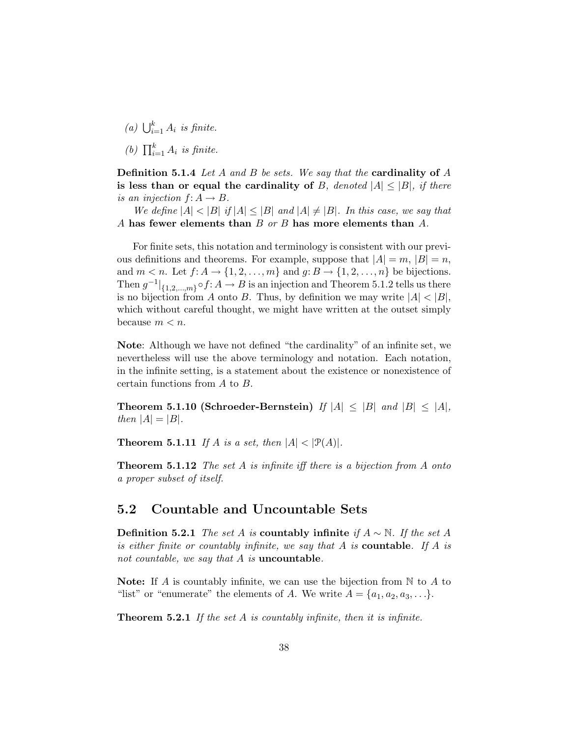(a) $\bigcup_{i=1}^{k} A_i$ *is finite.*

(b) $\prod_{i=1}^{k} A_i$ *is finite.*

**Definition 5.1.4** *Let $A$ and $B$ be sets. We say that the* **cardinality of $A$ is less than or equal the cardinality of $B$**, *denoted $|A| \leq |B|$, if there is an injection $f: A \to B$.*

*We define $|A| < |B|$ if $|A| \leq |B|$ and $|A| \neq |B|$. In this case, we say that $A$* **has fewer elements than** *$B$ or $B$* **has more elements than** *$A$.*

For finite sets, this notation and terminology is consistent with our previous definitions and theorems. For example, suppose that $|A| = m$, $|B| = n$, and $m < n$. Let $f: A \to \{1, 2, \ldots, m\}$ and $g: B \to \{1, 2, \ldots, n\}$ be bijections. Then $g^{-1}|_{\{1,2,\ldots,m\}} \circ f: A \to B$ is an injection and Theorem 5.1.2 tells us there is no bijection from $A$ onto $B$. Thus, by definition we may write $|A| < |B|$, which without careful thought, we might have written at the outset simply because $m < n$.

**Note**: Although we have not defined "the cardinality" of an infinite set, we nevertheless will use the above terminology and notation. Each notation, in the infinite setting, is a statement about the existence or nonexistence of certain functions from $A$ to $B$.

**Theorem 5.1.10 (Schroeder-Bernstein)** *If $|A| \leq |B|$ and $|B| \leq |A|$, then $|A| = |B|$.*

**Theorem 5.1.11** *If $A$ is a set, then $|A| < |\mathcal{P}(A)|$.*

**Theorem 5.1.12** *The set $A$ is infinite iff there is a bijection from $A$ onto a proper subset of itself.*

## 5.2 Countable and Uncountable Sets

**Definition 5.2.1** *The set $A$ is* **countably infinite** *if $A \sim \mathbb{N}$. If the set $A$ is either finite or countably infinite, we say that $A$ is* **countable**. *If $A$ is not countable, we say that $A$ is* **uncountable**.

**Note:** If $A$ is countably infinite, we can use the bijection from $\mathbb{N}$ to $A$ to "list" or "enumerate" the elements of $A$. We write $A = \{a_1, a_2, a_3, \ldots\}$.

**Theorem 5.2.1** *If the set $A$ is countably infinite, then it is infinite.*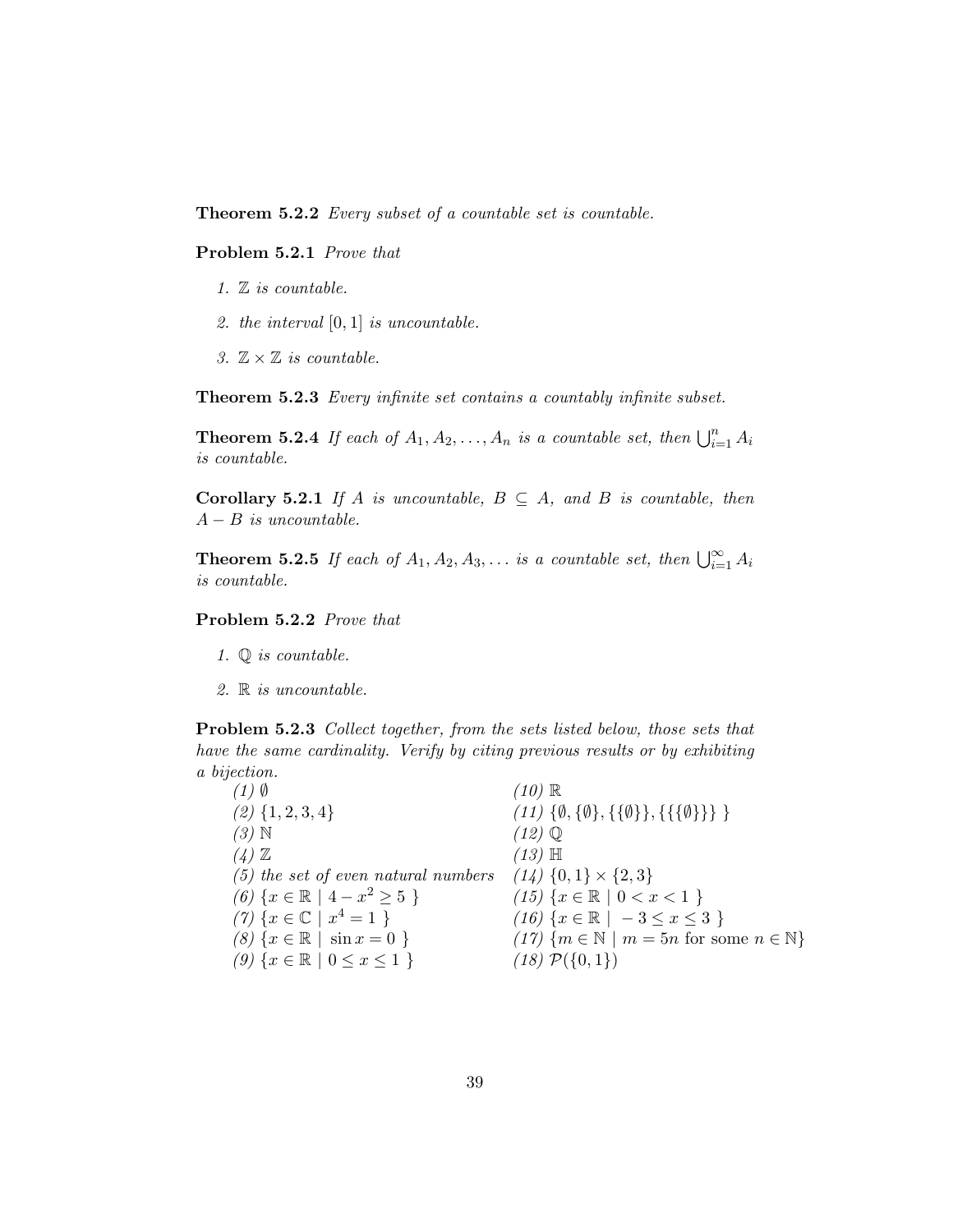**Theorem 5.2.2** *Every subset of a countable set is countable.*

**Problem 5.2.1** *Prove that*

1. *$\mathbb{Z}$ is countable.*
2. *the interval $[0, 1]$ is uncountable.*
3. *$\mathbb{Z} \times \mathbb{Z}$ is countable.*

**Theorem 5.2.3** *Every infinite set contains a countably infinite subset.*

**Theorem 5.2.4** *If each of $A_1, A_2, \ldots, A_n$ is a countable set, then $\bigcup_{i=1}^{n} A_i$ is countable.*

**Corollary 5.2.1** *If $A$ is uncountable, $B \subseteq A$, and $B$ is countable, then $A - B$ is uncountable.*

**Theorem 5.2.5** *If each of $A_1, A_2, A_3, \ldots$ is a countable set, then $\bigcup_{i=1}^{\infty} A_i$ is countable.*

**Problem 5.2.2** *Prove that*

1. *$\mathbb{Q}$ is countable.*
2. *$\mathbb{R}$ is uncountable.*

**Problem 5.2.3** *Collect together, from the sets listed below, those sets that have the same cardinality. Verify by citing previous results or by exhibiting a bijection.*

| | |
|---|---|
| *(1)* $\emptyset$ | *(10)* $\mathbb{R}$ |
| *(2)* $\{1, 2, 3, 4\}$ | *(11)* $\{\emptyset, \{\emptyset\}, \{\{\emptyset\}\}, \{\{\{\emptyset\}\}\}\}$ |
| *(3)* $\mathbb{N}$ | *(12)* $\mathbb{Q}$ |
| *(4)* $\mathbb{Z}$ | *(13)* $\mathbb{H}$ |
| *(5) the set of even natural numbers* | *(14)* $\{0, 1\} \times \{2, 3\}$ |
| *(6)* $\{x \in \mathbb{R} \mid 4 - x^2 \geq 5\}$ | *(15)* $\{x \in \mathbb{R} \mid 0 < x < 1\}$ |
| *(7)* $\{x \in \mathbb{C} \mid x^4 = 1\}$ | *(16)* $\{x \in \mathbb{R} \mid -3 \leq x \leq 3\}$ |
| *(8)* $\{x \in \mathbb{R} \mid \sin x = 0\}$ | *(17)* $\{m \in \mathbb{N} \mid m = 5n \text{ for some } n \in \mathbb{N}\}$ |
| *(9)* $\{x \in \mathbb{R} \mid 0 \leq x \leq 1\}$ | *(18)* $\mathcal{P}(\{0, 1\})$ |